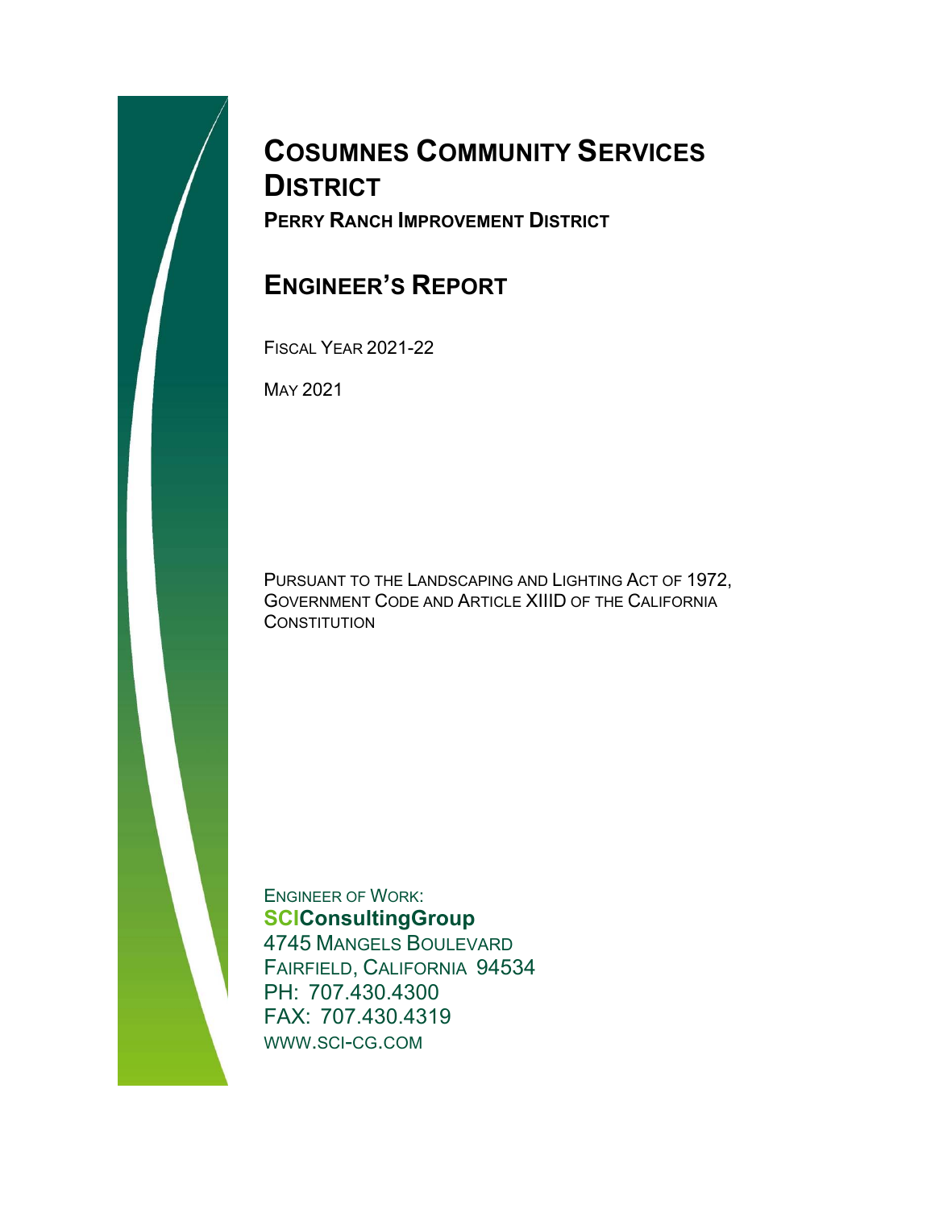# Cosumnes Community Services District

**Perry Ranch Improvement District**

## Engineer's Report

Fiscal Year 2021-22

May 2021

Pursuant to the Landscaping and Lighting Act of 1972, Government Code and Article XIIID of the California Constitution

Engineer of Work:

**SCIConsultingGroup**

4745 Mangels Boulevard
Fairfield, California 94534
PH: 707.430.4300
FAX: 707.430.4319
www.sci-cg.com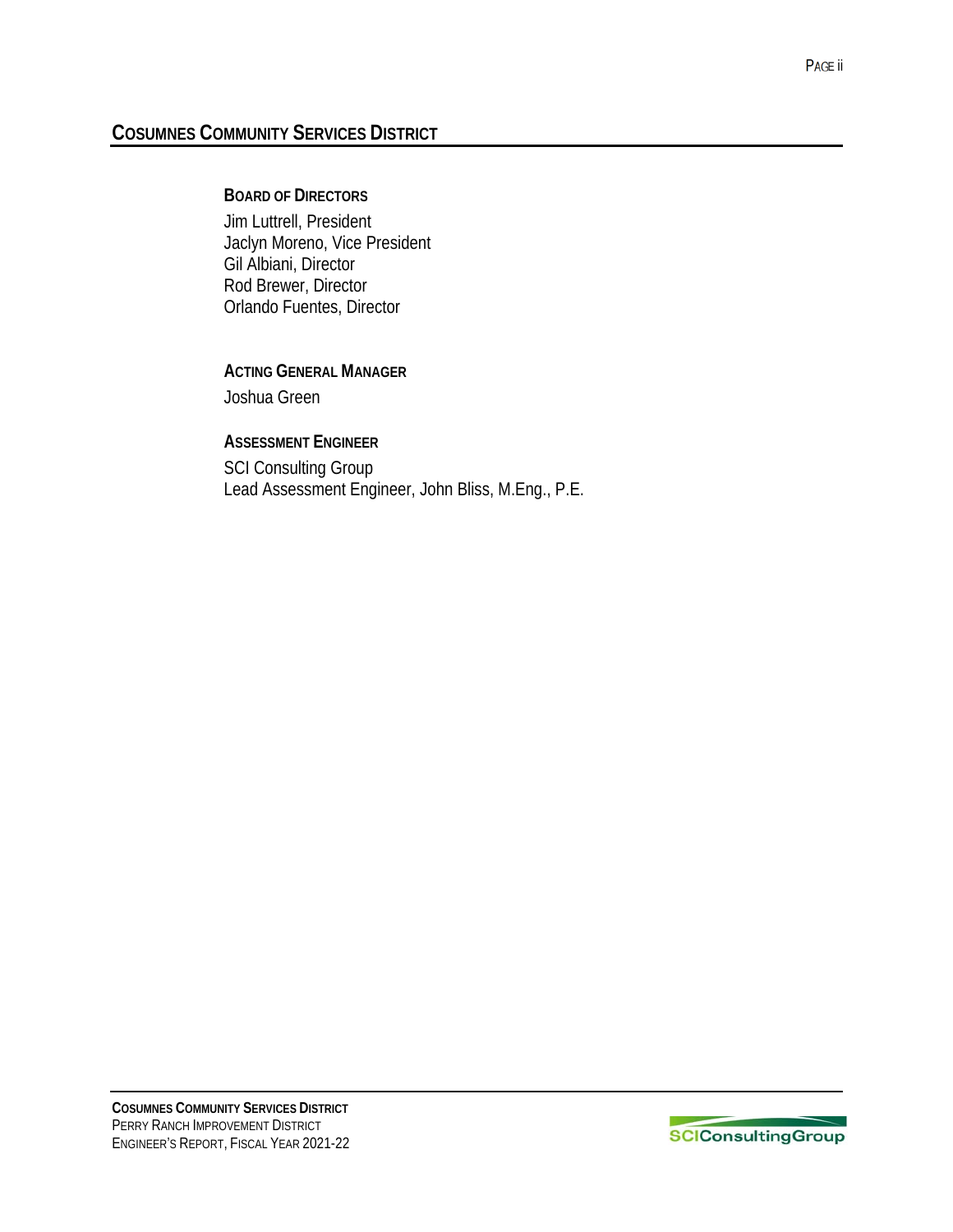## COSUMNES COMMUNITY SERVICES DISTRICT

### BOARD OF DIRECTORS

Jim Luttrell, President
Jaclyn Moreno, Vice President
Gil Albiani, Director
Rod Brewer, Director
Orlando Fuentes, Director

### ACTING GENERAL MANAGER

Joshua Green

### ASSESSMENT ENGINEER

SCI Consulting Group
Lead Assessment Engineer, John Bliss, M.Eng., P.E.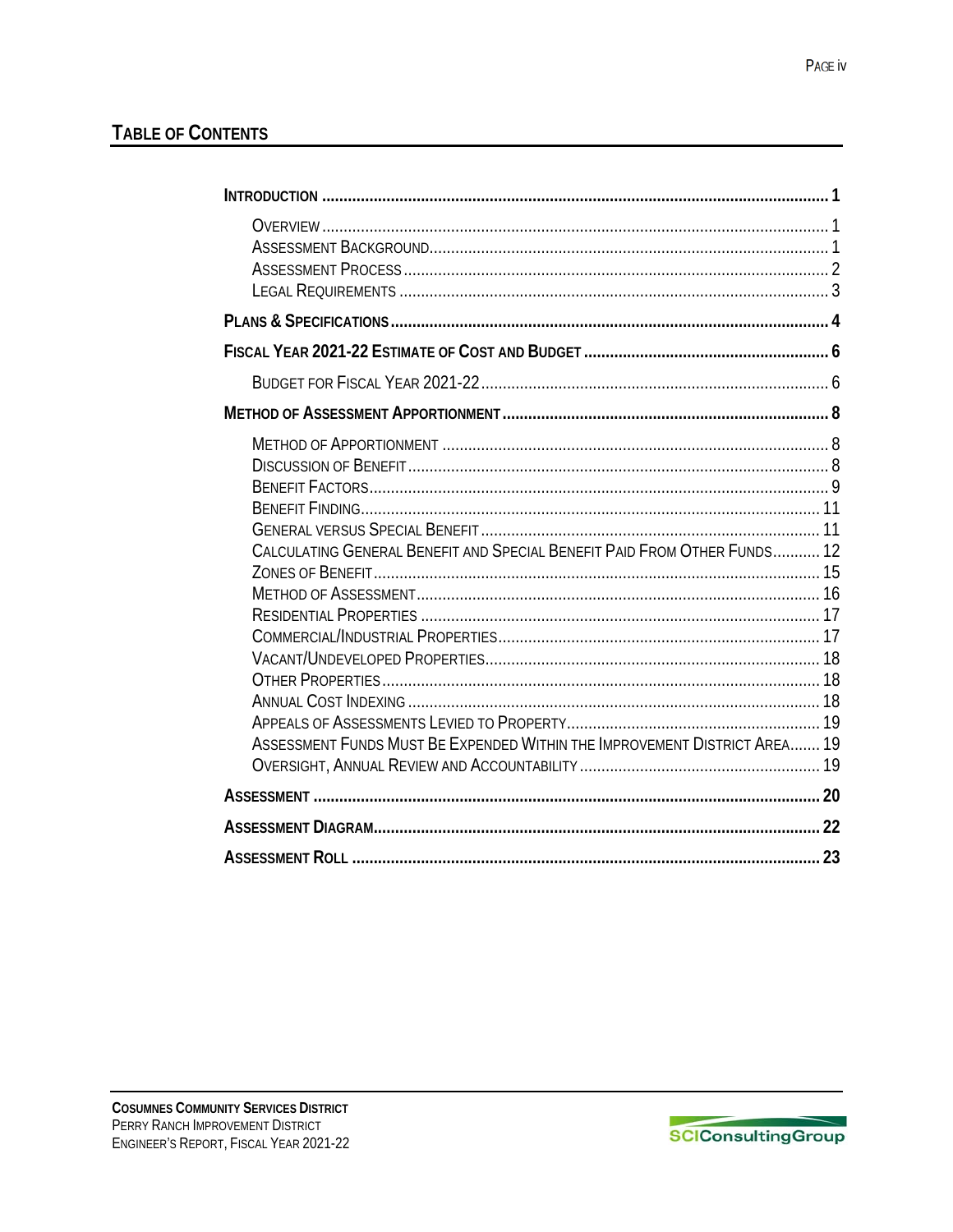## Table of Contents

**Introduction** ..... **1**

- Overview ..... 1
- Assessment Background ..... 1
- Assessment Process ..... 2
- Legal Requirements ..... 3

**Plans & Specifications** ..... **4**

**Fiscal Year 2021-22 Estimate of Cost and Budget** ..... **6**

- Budget for Fiscal Year 2021-22 ..... 6

**Method of Assessment Apportionment** ..... **8**

- Method of Apportionment ..... 8
- Discussion of Benefit ..... 8
- Benefit Factors ..... 9
- Benefit Finding ..... 11
- General versus Special Benefit ..... 11
- Calculating General Benefit and Special Benefit Paid From Other Funds ..... 12
- Zones of Benefit ..... 15
- Method of Assessment ..... 16
- Residential Properties ..... 17
- Commercial/Industrial Properties ..... 17
- Vacant/Undeveloped Properties ..... 18
- Other Properties ..... 18
- Annual Cost Indexing ..... 18
- Appeals of Assessments Levied to Property ..... 19
- Assessment Funds Must Be Expended Within the Improvement District Area ..... 19
- Oversight, Annual Review and Accountability ..... 19

**Assessment** ..... **20**

**Assessment Diagram** ..... **22**

**Assessment Roll** ..... **23**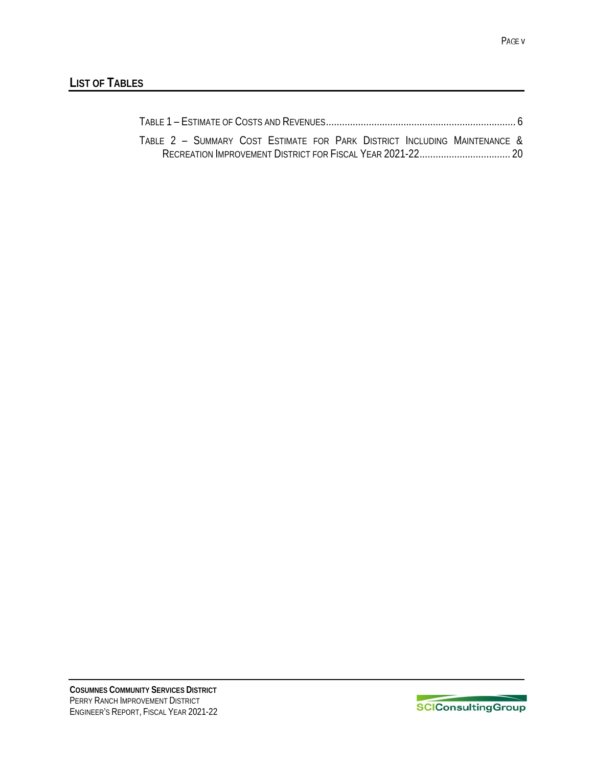## List of Tables

Table 1 – Estimate of Costs and Revenues ........................................................................ 6

Table 2 – Summary Cost Estimate for Park District Including Maintenance & Recreation Improvement District for Fiscal Year 2021-22 .................................. 20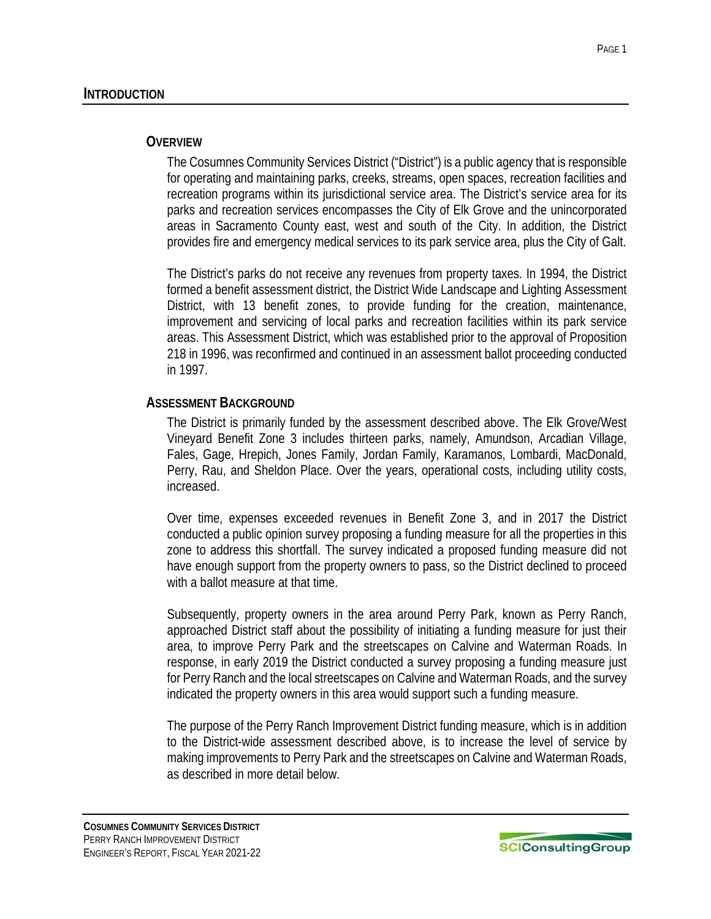# INTRODUCTION

## OVERVIEW

The Cosumnes Community Services District ("District") is a public agency that is responsible for operating and maintaining parks, creeks, streams, open spaces, recreation facilities and recreation programs within its jurisdictional service area. The District's service area for its parks and recreation services encompasses the City of Elk Grove and the unincorporated areas in Sacramento County east, west and south of the City. In addition, the District provides fire and emergency medical services to its park service area, plus the City of Galt.

The District's parks do not receive any revenues from property taxes. In 1994, the District formed a benefit assessment district, the District Wide Landscape and Lighting Assessment District, with 13 benefit zones, to provide funding for the creation, maintenance, improvement and servicing of local parks and recreation facilities within its park service areas. This Assessment District, which was established prior to the approval of Proposition 218 in 1996, was reconfirmed and continued in an assessment ballot proceeding conducted in 1997.

## ASSESSMENT BACKGROUND

The District is primarily funded by the assessment described above. The Elk Grove/West Vineyard Benefit Zone 3 includes thirteen parks, namely, Amundson, Arcadian Village, Fales, Gage, Hrepich, Jones Family, Jordan Family, Karamanos, Lombardi, MacDonald, Perry, Rau, and Sheldon Place. Over the years, operational costs, including utility costs, increased.

Over time, expenses exceeded revenues in Benefit Zone 3, and in 2017 the District conducted a public opinion survey proposing a funding measure for all the properties in this zone to address this shortfall. The survey indicated a proposed funding measure did not have enough support from the property owners to pass, so the District declined to proceed with a ballot measure at that time.

Subsequently, property owners in the area around Perry Park, known as Perry Ranch, approached District staff about the possibility of initiating a funding measure for just their area, to improve Perry Park and the streetscapes on Calvine and Waterman Roads. In response, in early 2019 the District conducted a survey proposing a funding measure just for Perry Ranch and the local streetscapes on Calvine and Waterman Roads, and the survey indicated the property owners in this area would support such a funding measure.

The purpose of the Perry Ranch Improvement District funding measure, which is in addition to the District-wide assessment described above, is to increase the level of service by making improvements to Perry Park and the streetscapes on Calvine and Waterman Roads, as described in more detail below.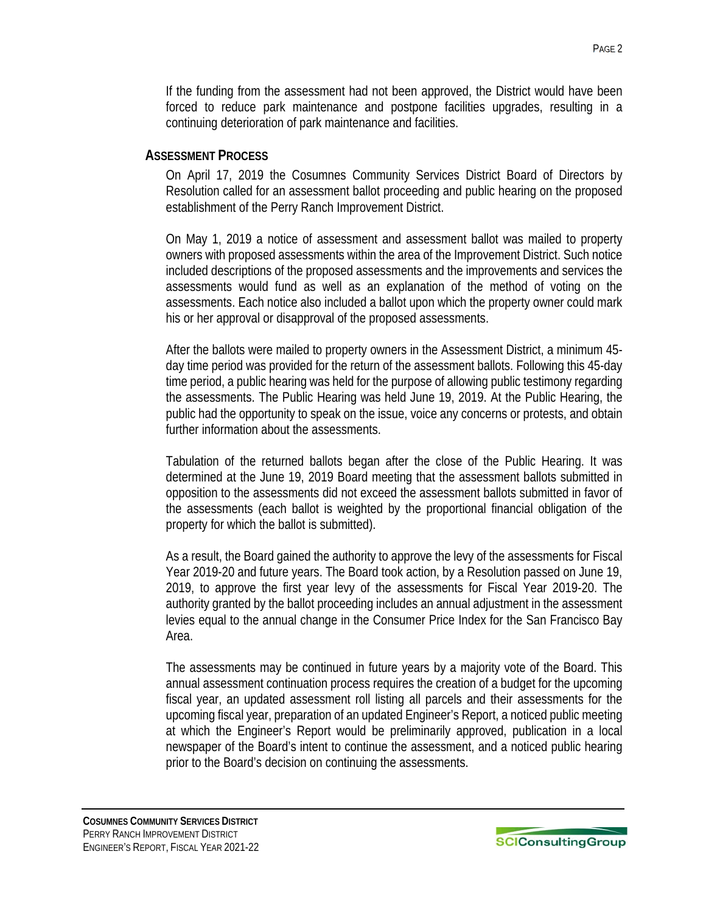If the funding from the assessment had not been approved, the District would have been forced to reduce park maintenance and postpone facilities upgrades, resulting in a continuing deterioration of park maintenance and facilities.

## ASSESSMENT PROCESS

On April 17, 2019 the Cosumnes Community Services District Board of Directors by Resolution called for an assessment ballot proceeding and public hearing on the proposed establishment of the Perry Ranch Improvement District.

On May 1, 2019 a notice of assessment and assessment ballot was mailed to property owners with proposed assessments within the area of the Improvement District. Such notice included descriptions of the proposed assessments and the improvements and services the assessments would fund as well as an explanation of the method of voting on the assessments. Each notice also included a ballot upon which the property owner could mark his or her approval or disapproval of the proposed assessments.

After the ballots were mailed to property owners in the Assessment District, a minimum 45-day time period was provided for the return of the assessment ballots. Following this 45-day time period, a public hearing was held for the purpose of allowing public testimony regarding the assessments. The Public Hearing was held June 19, 2019. At the Public Hearing, the public had the opportunity to speak on the issue, voice any concerns or protests, and obtain further information about the assessments.

Tabulation of the returned ballots began after the close of the Public Hearing. It was determined at the June 19, 2019 Board meeting that the assessment ballots submitted in opposition to the assessments did not exceed the assessment ballots submitted in favor of the assessments (each ballot is weighted by the proportional financial obligation of the property for which the ballot is submitted).

As a result, the Board gained the authority to approve the levy of the assessments for Fiscal Year 2019-20 and future years. The Board took action, by a Resolution passed on June 19, 2019, to approve the first year levy of the assessments for Fiscal Year 2019-20. The authority granted by the ballot proceeding includes an annual adjustment in the assessment levies equal to the annual change in the Consumer Price Index for the San Francisco Bay Area.

The assessments may be continued in future years by a majority vote of the Board. This annual assessment continuation process requires the creation of a budget for the upcoming fiscal year, an updated assessment roll listing all parcels and their assessments for the upcoming fiscal year, preparation of an updated Engineer's Report, a noticed public meeting at which the Engineer's Report would be preliminarily approved, publication in a local newspaper of the Board's intent to continue the assessment, and a noticed public hearing prior to the Board's decision on continuing the assessments.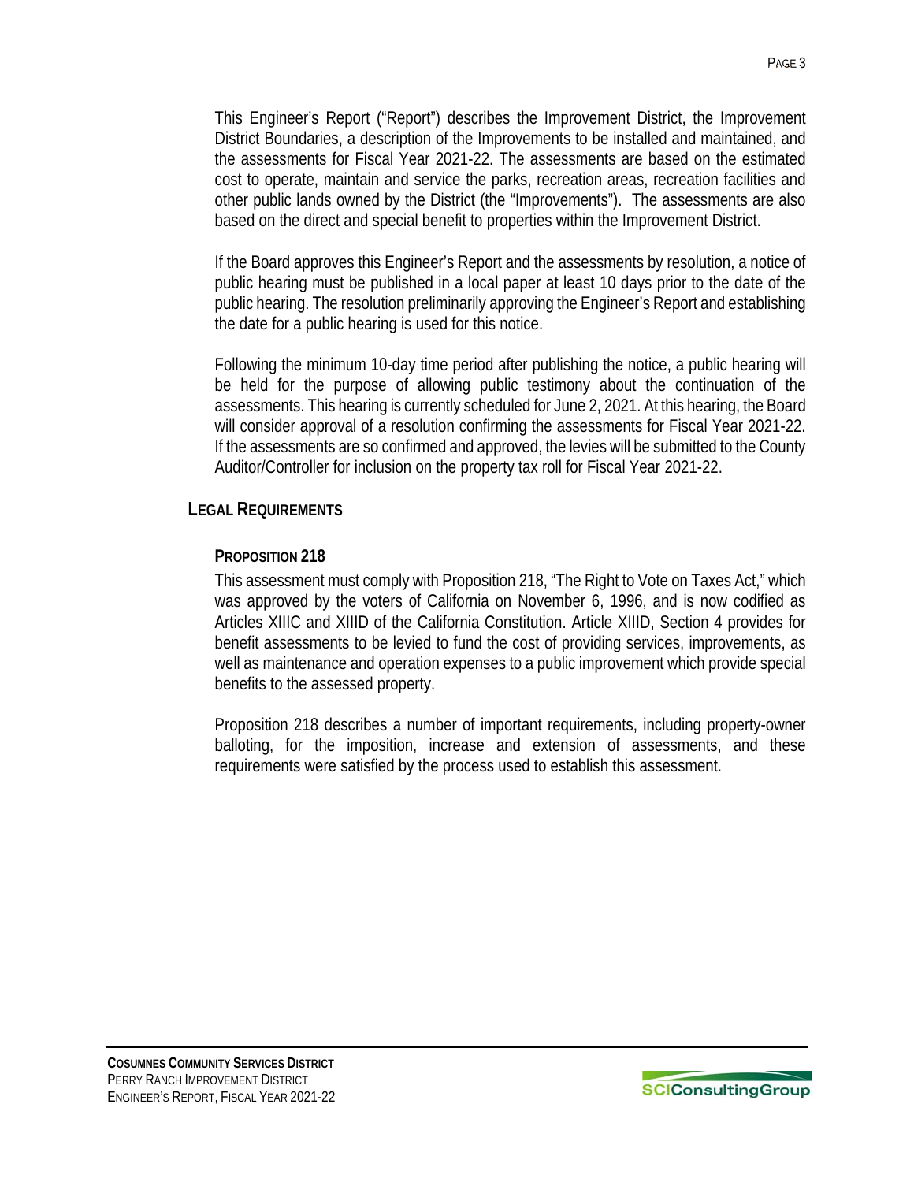This Engineer's Report ("Report") describes the Improvement District, the Improvement District Boundaries, a description of the Improvements to be installed and maintained, and the assessments for Fiscal Year 2021-22. The assessments are based on the estimated cost to operate, maintain and service the parks, recreation areas, recreation facilities and other public lands owned by the District (the "Improvements"). The assessments are also based on the direct and special benefit to properties within the Improvement District.

If the Board approves this Engineer's Report and the assessments by resolution, a notice of public hearing must be published in a local paper at least 10 days prior to the date of the public hearing. The resolution preliminarily approving the Engineer's Report and establishing the date for a public hearing is used for this notice.

Following the minimum 10-day time period after publishing the notice, a public hearing will be held for the purpose of allowing public testimony about the continuation of the assessments. This hearing is currently scheduled for June 2, 2021. At this hearing, the Board will consider approval of a resolution confirming the assessments for Fiscal Year 2021-22. If the assessments are so confirmed and approved, the levies will be submitted to the County Auditor/Controller for inclusion on the property tax roll for Fiscal Year 2021-22.

## LEGAL REQUIREMENTS

### PROPOSITION 218

This assessment must comply with Proposition 218, "The Right to Vote on Taxes Act," which was approved by the voters of California on November 6, 1996, and is now codified as Articles XIIIC and XIIID of the California Constitution. Article XIIID, Section 4 provides for benefit assessments to be levied to fund the cost of providing services, improvements, as well as maintenance and operation expenses to a public improvement which provide special benefits to the assessed property.

Proposition 218 describes a number of important requirements, including property-owner balloting, for the imposition, increase and extension of assessments, and these requirements were satisfied by the process used to establish this assessment.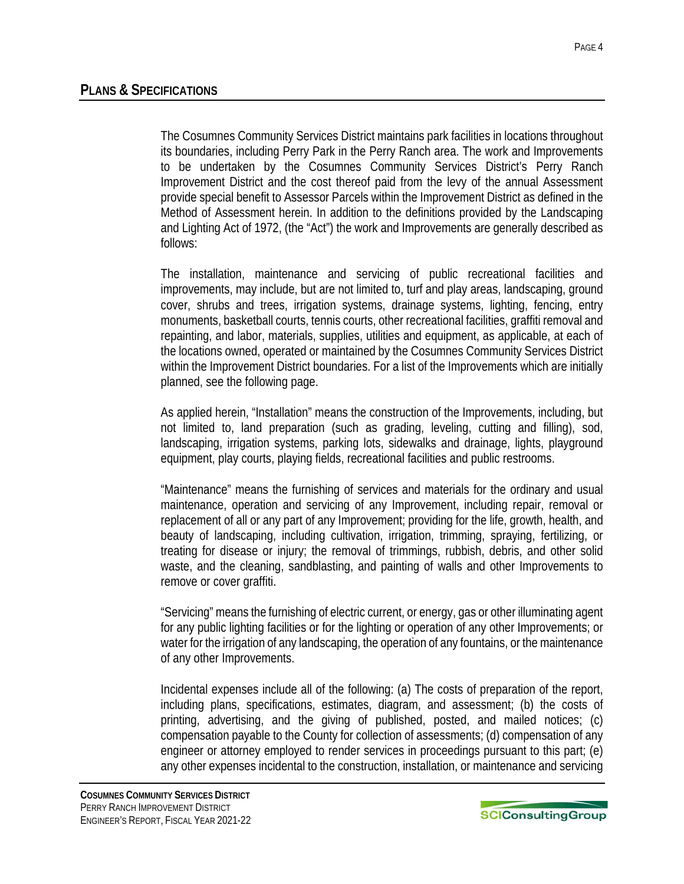## PLANS & SPECIFICATIONS

The Cosumnes Community Services District maintains park facilities in locations throughout its boundaries, including Perry Park in the Perry Ranch area. The work and Improvements to be undertaken by the Cosumnes Community Services District's Perry Ranch Improvement District and the cost thereof paid from the levy of the annual Assessment provide special benefit to Assessor Parcels within the Improvement District as defined in the Method of Assessment herein. In addition to the definitions provided by the Landscaping and Lighting Act of 1972, (the "Act") the work and Improvements are generally described as follows:

The installation, maintenance and servicing of public recreational facilities and improvements, may include, but are not limited to, turf and play areas, landscaping, ground cover, shrubs and trees, irrigation systems, drainage systems, lighting, fencing, entry monuments, basketball courts, tennis courts, other recreational facilities, graffiti removal and repainting, and labor, materials, supplies, utilities and equipment, as applicable, at each of the locations owned, operated or maintained by the Cosumnes Community Services District within the Improvement District boundaries. For a list of the Improvements which are initially planned, see the following page.

As applied herein, "Installation" means the construction of the Improvements, including, but not limited to, land preparation (such as grading, leveling, cutting and filling), sod, landscaping, irrigation systems, parking lots, sidewalks and drainage, lights, playground equipment, play courts, playing fields, recreational facilities and public restrooms.

"Maintenance" means the furnishing of services and materials for the ordinary and usual maintenance, operation and servicing of any Improvement, including repair, removal or replacement of all or any part of any Improvement; providing for the life, growth, health, and beauty of landscaping, including cultivation, irrigation, trimming, spraying, fertilizing, or treating for disease or injury; the removal of trimmings, rubbish, debris, and other solid waste, and the cleaning, sandblasting, and painting of walls and other Improvements to remove or cover graffiti.

"Servicing" means the furnishing of electric current, or energy, gas or other illuminating agent for any public lighting facilities or for the lighting or operation of any other Improvements; or water for the irrigation of any landscaping, the operation of any fountains, or the maintenance of any other Improvements.

Incidental expenses include all of the following: (a) The costs of preparation of the report, including plans, specifications, estimates, diagram, and assessment; (b) the costs of printing, advertising, and the giving of published, posted, and mailed notices; (c) compensation payable to the County for collection of assessments; (d) compensation of any engineer or attorney employed to render services in proceedings pursuant to this part; (e) any other expenses incidental to the construction, installation, or maintenance and servicing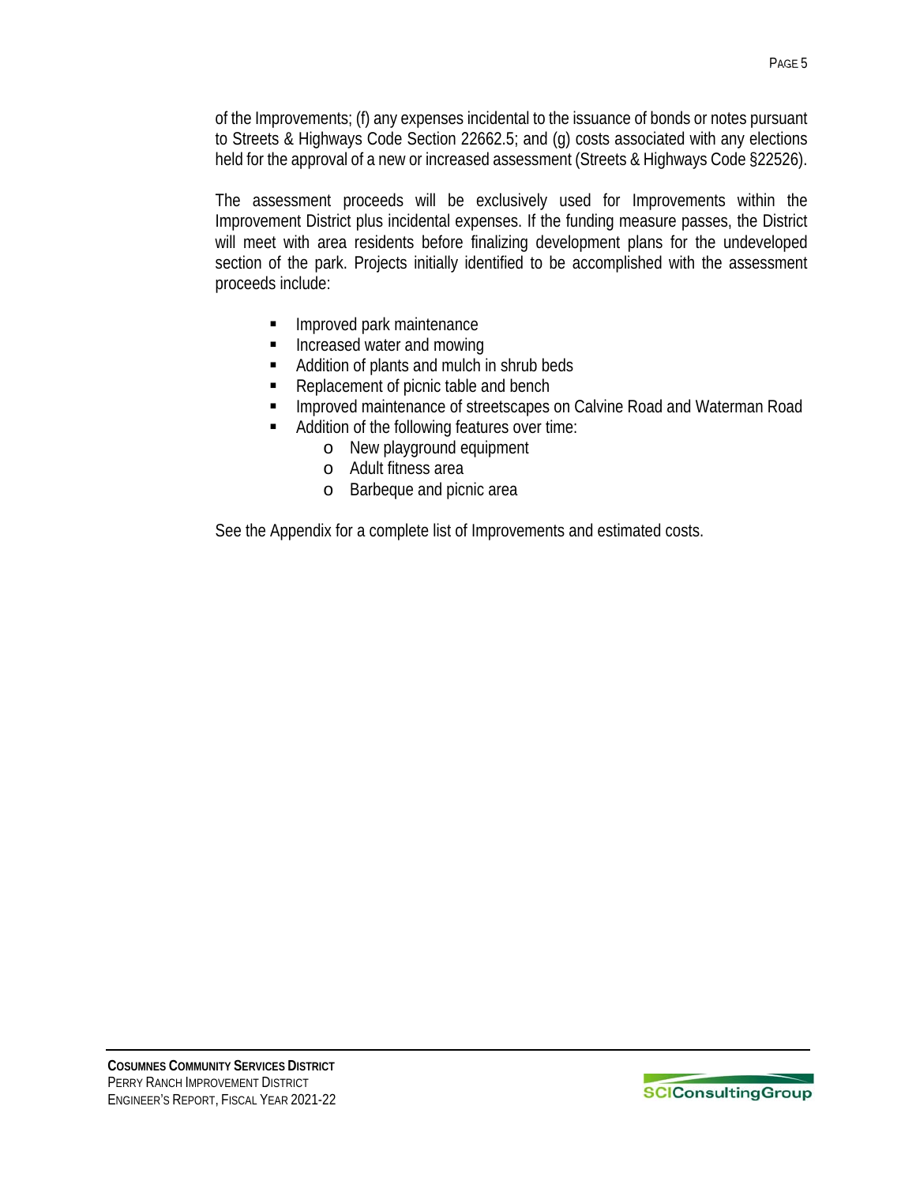of the Improvements; (f) any expenses incidental to the issuance of bonds or notes pursuant to Streets & Highways Code Section 22662.5; and (g) costs associated with any elections held for the approval of a new or increased assessment (Streets & Highways Code §22526).

The assessment proceeds will be exclusively used for Improvements within the Improvement District plus incidental expenses. If the funding measure passes, the District will meet with area residents before finalizing development plans for the undeveloped section of the park. Projects initially identified to be accomplished with the assessment proceeds include:

- Improved park maintenance
- Increased water and mowing
- Addition of plants and mulch in shrub beds
- Replacement of picnic table and bench
- Improved maintenance of streetscapes on Calvine Road and Waterman Road
- Addition of the following features over time:
  - New playground equipment
  - Adult fitness area
  - Barbeque and picnic area

See the Appendix for a complete list of Improvements and estimated costs.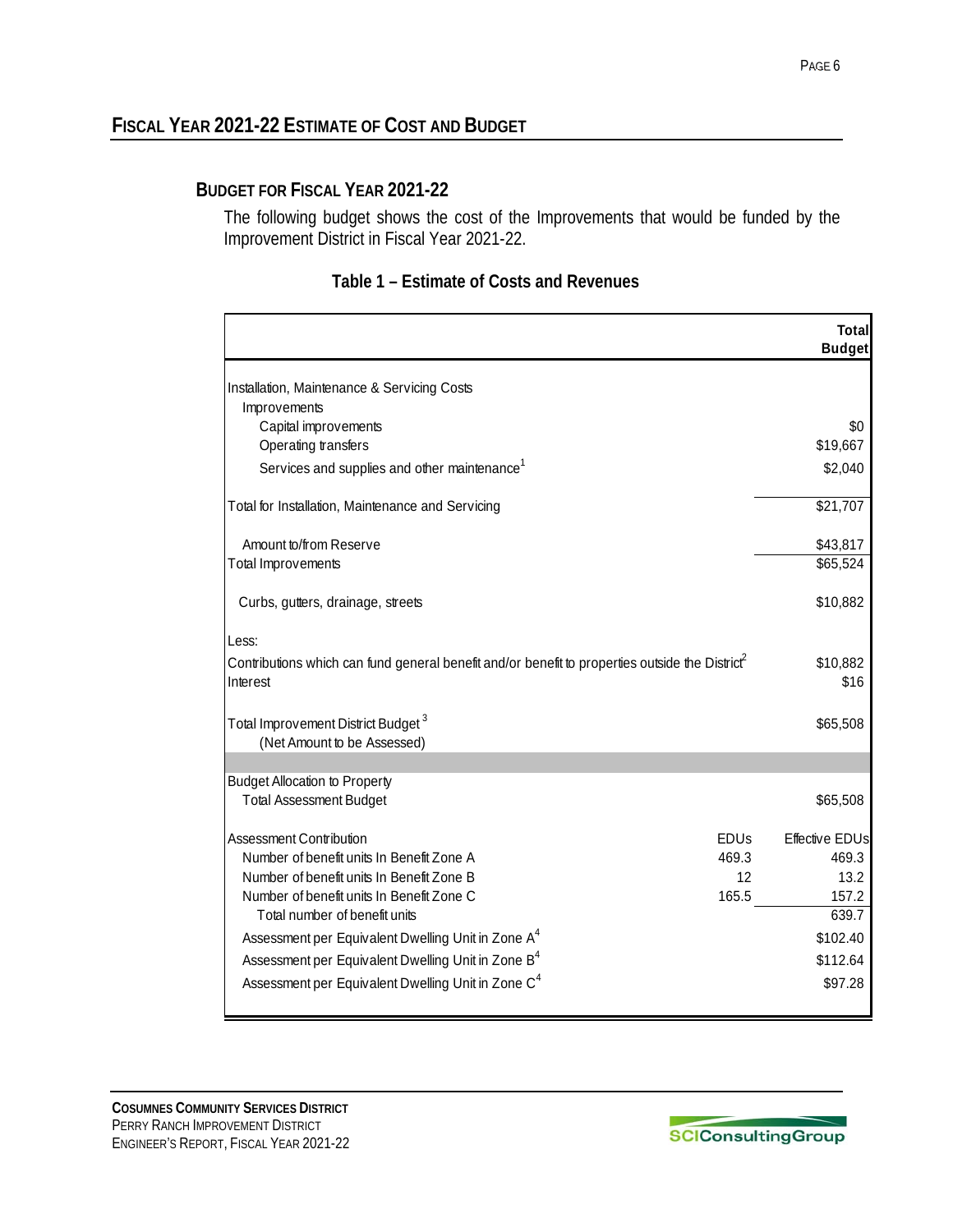## FISCAL YEAR 2021-22 ESTIMATE OF COST AND BUDGET

### BUDGET FOR FISCAL YEAR 2021-22

The following budget shows the cost of the Improvements that would be funded by the Improvement District in Fiscal Year 2021-22.

**Table 1 – Estimate of Costs and Revenues**

| | | Total Budget |
|---|---|---|
| Installation, Maintenance & Servicing Costs | | |
| Improvements | | |
| Capital improvements | | $0 |
| Operating transfers | | $19,667 |
| Services and supplies and other maintenance[1] | | $2,040 |
| Total for Installation, Maintenance and Servicing | | $21,707 |
| Amount to/from Reserve | | $43,817 |
| Total Improvements | | $65,524 |
| Curbs, gutters, drainage, streets | | $10,882 |
| Less: | | |
| Contributions which can fund general benefit and/or benefit to properties outside the District[2] | | $10,882 |
| Interest | | $16 |
| Total Improvement District Budget[3] (Net Amount to be Assessed) | | $65,508 |
| Budget Allocation to Property | | |
| Total Assessment Budget | | $65,508 |
| Assessment Contribution | EDUs | Effective EDUs |
| Number of benefit units In Benefit Zone A | 469.3 | 469.3 |
| Number of benefit units In Benefit Zone B | 12 | 13.2 |
| Number of benefit units In Benefit Zone C | 165.5 | 157.2 |
| Total number of benefit units | | 639.7 |
| Assessment per Equivalent Dwelling Unit in Zone A[4] | | $102.40 |
| Assessment per Equivalent Dwelling Unit in Zone B[4] | | $112.64 |
| Assessment per Equivalent Dwelling Unit in Zone C[4] | | $97.28 |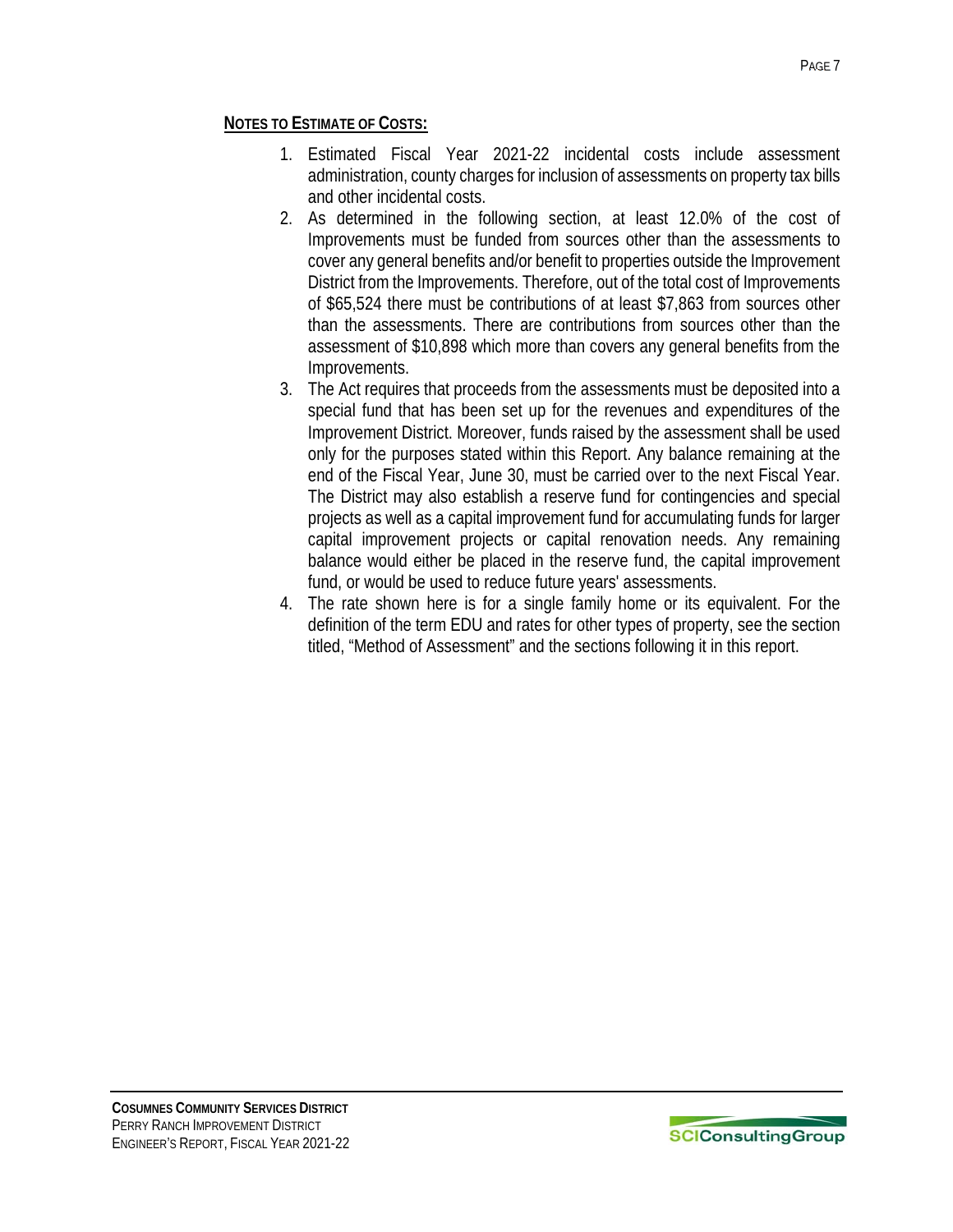**NOTES TO ESTIMATE OF COSTS:**

1. Estimated Fiscal Year 2021-22 incidental costs include assessment administration, county charges for inclusion of assessments on property tax bills and other incidental costs.
2. As determined in the following section, at least 12.0% of the cost of Improvements must be funded from sources other than the assessments to cover any general benefits and/or benefit to properties outside the Improvement District from the Improvements. Therefore, out of the total cost of Improvements of $65,524 there must be contributions of at least $7,863 from sources other than the assessments. There are contributions from sources other than the assessment of $10,898 which more than covers any general benefits from the Improvements.
3. The Act requires that proceeds from the assessments must be deposited into a special fund that has been set up for the revenues and expenditures of the Improvement District. Moreover, funds raised by the assessment shall be used only for the purposes stated within this Report. Any balance remaining at the end of the Fiscal Year, June 30, must be carried over to the next Fiscal Year. The District may also establish a reserve fund for contingencies and special projects as well as a capital improvement fund for accumulating funds for larger capital improvement projects or capital renovation needs. Any remaining balance would either be placed in the reserve fund, the capital improvement fund, or would be used to reduce future years' assessments.
4. The rate shown here is for a single family home or its equivalent. For the definition of the term EDU and rates for other types of property, see the section titled, "Method of Assessment" and the sections following it in this report.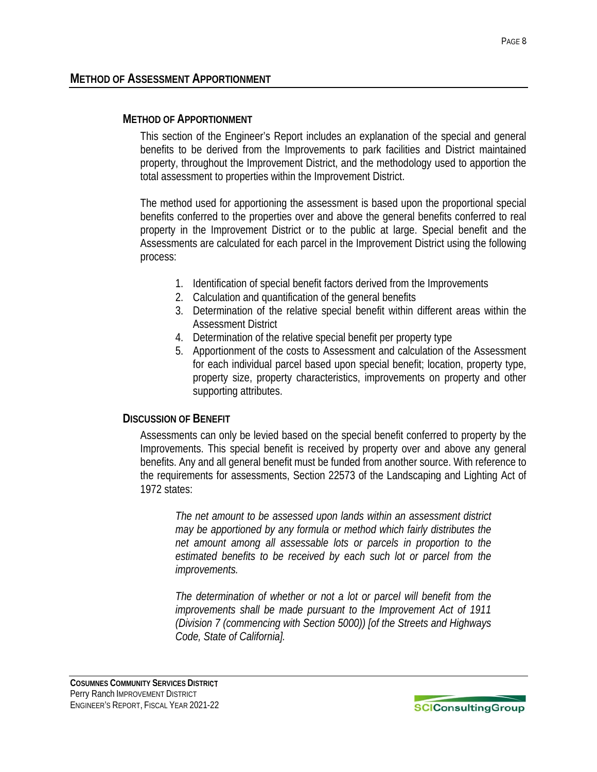## METHOD OF ASSESSMENT APPORTIONMENT

### METHOD OF APPORTIONMENT

This section of the Engineer's Report includes an explanation of the special and general benefits to be derived from the Improvements to park facilities and District maintained property, throughout the Improvement District, and the methodology used to apportion the total assessment to properties within the Improvement District.

The method used for apportioning the assessment is based upon the proportional special benefits conferred to the properties over and above the general benefits conferred to real property in the Improvement District or to the public at large. Special benefit and the Assessments are calculated for each parcel in the Improvement District using the following process:

1. Identification of special benefit factors derived from the Improvements
2. Calculation and quantification of the general benefits
3. Determination of the relative special benefit within different areas within the Assessment District
4. Determination of the relative special benefit per property type
5. Apportionment of the costs to Assessment and calculation of the Assessment for each individual parcel based upon special benefit; location, property type, property size, property characteristics, improvements on property and other supporting attributes.

### DISCUSSION OF BENEFIT

Assessments can only be levied based on the special benefit conferred to property by the Improvements. This special benefit is received by property over and above any general benefits. Any and all general benefit must be funded from another source. With reference to the requirements for assessments, Section 22573 of the Landscaping and Lighting Act of 1972 states:

> *The net amount to be assessed upon lands within an assessment district may be apportioned by any formula or method which fairly distributes the net amount among all assessable lots or parcels in proportion to the estimated benefits to be received by each such lot or parcel from the improvements.*
>
> *The determination of whether or not a lot or parcel will benefit from the improvements shall be made pursuant to the Improvement Act of 1911 (Division 7 (commencing with Section 5000)) [of the Streets and Highways Code, State of California].*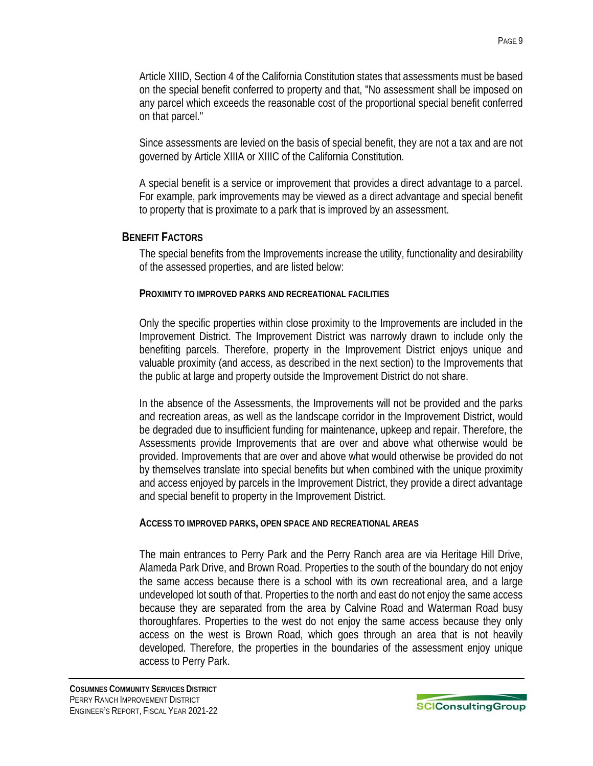Article XIIID, Section 4 of the California Constitution states that assessments must be based on the special benefit conferred to property and that, "No assessment shall be imposed on any parcel which exceeds the reasonable cost of the proportional special benefit conferred on that parcel."

Since assessments are levied on the basis of special benefit, they are not a tax and are not governed by Article XIIIA or XIIIC of the California Constitution.

A special benefit is a service or improvement that provides a direct advantage to a parcel. For example, park improvements may be viewed as a direct advantage and special benefit to property that is proximate to a park that is improved by an assessment.

## BENEFIT FACTORS

The special benefits from the Improvements increase the utility, functionality and desirability of the assessed properties, and are listed below:

### PROXIMITY TO IMPROVED PARKS AND RECREATIONAL FACILITIES

Only the specific properties within close proximity to the Improvements are included in the Improvement District. The Improvement District was narrowly drawn to include only the benefiting parcels. Therefore, property in the Improvement District enjoys unique and valuable proximity (and access, as described in the next section) to the Improvements that the public at large and property outside the Improvement District do not share.

In the absence of the Assessments, the Improvements will not be provided and the parks and recreation areas, as well as the landscape corridor in the Improvement District, would be degraded due to insufficient funding for maintenance, upkeep and repair. Therefore, the Assessments provide Improvements that are over and above what otherwise would be provided. Improvements that are over and above what would otherwise be provided do not by themselves translate into special benefits but when combined with the unique proximity and access enjoyed by parcels in the Improvement District, they provide a direct advantage and special benefit to property in the Improvement District.

### ACCESS TO IMPROVED PARKS, OPEN SPACE AND RECREATIONAL AREAS

The main entrances to Perry Park and the Perry Ranch area are via Heritage Hill Drive, Alameda Park Drive, and Brown Road. Properties to the south of the boundary do not enjoy the same access because there is a school with its own recreational area, and a large undeveloped lot south of that. Properties to the north and east do not enjoy the same access because they are separated from the area by Calvine Road and Waterman Road busy thoroughfares. Properties to the west do not enjoy the same access because they only access on the west is Brown Road, which goes through an area that is not heavily developed. Therefore, the properties in the boundaries of the assessment enjoy unique access to Perry Park.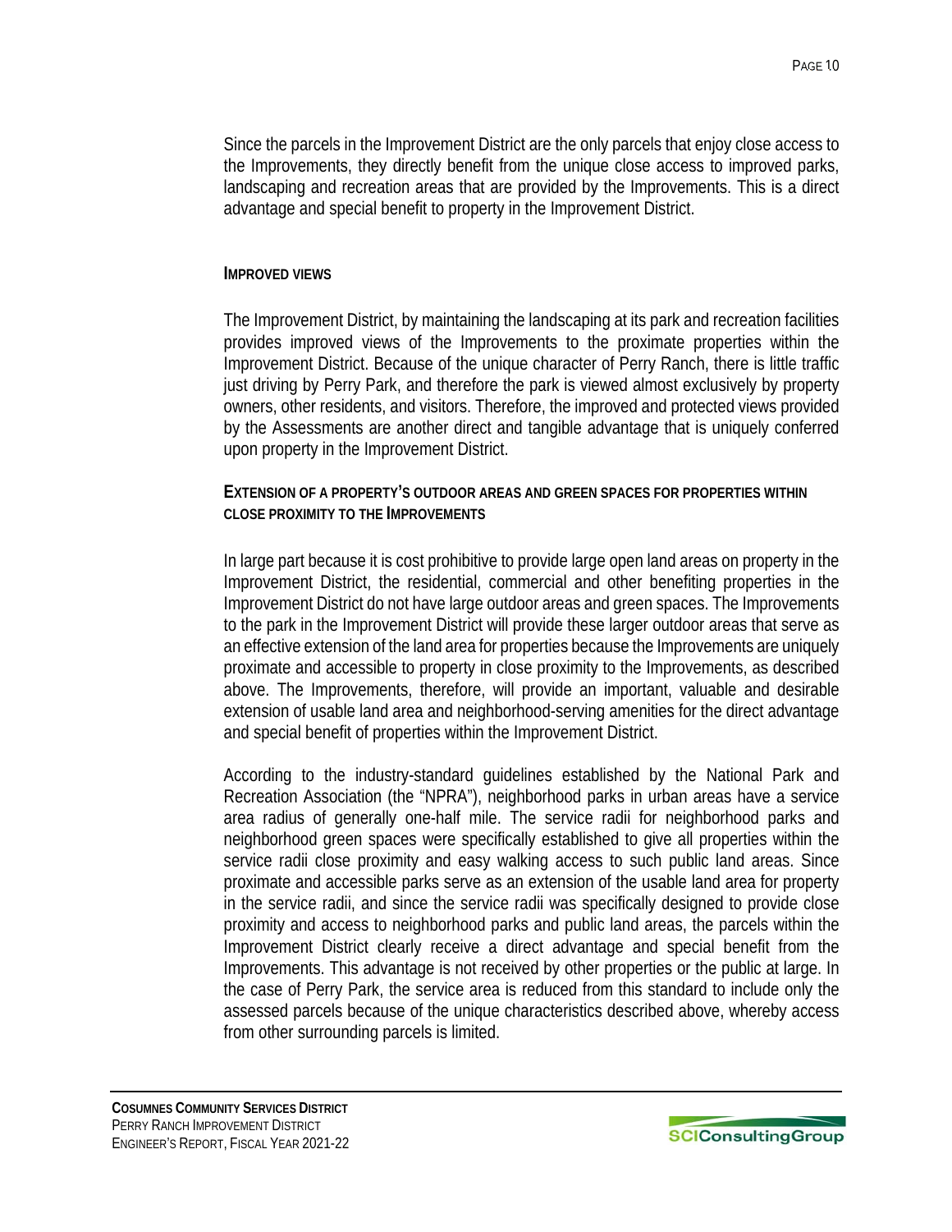Since the parcels in the Improvement District are the only parcels that enjoy close access to the Improvements, they directly benefit from the unique close access to improved parks, landscaping and recreation areas that are provided by the Improvements. This is a direct advantage and special benefit to property in the Improvement District.

#### IMPROVED VIEWS

The Improvement District, by maintaining the landscaping at its park and recreation facilities provides improved views of the Improvements to the proximate properties within the Improvement District. Because of the unique character of Perry Ranch, there is little traffic just driving by Perry Park, and therefore the park is viewed almost exclusively by property owners, other residents, and visitors. Therefore, the improved and protected views provided by the Assessments are another direct and tangible advantage that is uniquely conferred upon property in the Improvement District.

#### EXTENSION OF A PROPERTY'S OUTDOOR AREAS AND GREEN SPACES FOR PROPERTIES WITHIN CLOSE PROXIMITY TO THE IMPROVEMENTS

In large part because it is cost prohibitive to provide large open land areas on property in the Improvement District, the residential, commercial and other benefiting properties in the Improvement District do not have large outdoor areas and green spaces. The Improvements to the park in the Improvement District will provide these larger outdoor areas that serve as an effective extension of the land area for properties because the Improvements are uniquely proximate and accessible to property in close proximity to the Improvements, as described above. The Improvements, therefore, will provide an important, valuable and desirable extension of usable land area and neighborhood-serving amenities for the direct advantage and special benefit of properties within the Improvement District.

According to the industry-standard guidelines established by the National Park and Recreation Association (the "NPRA"), neighborhood parks in urban areas have a service area radius of generally one-half mile. The service radii for neighborhood parks and neighborhood green spaces were specifically established to give all properties within the service radii close proximity and easy walking access to such public land areas. Since proximate and accessible parks serve as an extension of the usable land area for property in the service radii, and since the service radii was specifically designed to provide close proximity and access to neighborhood parks and public land areas, the parcels within the Improvement District clearly receive a direct advantage and special benefit from the Improvements. This advantage is not received by other properties or the public at large. In the case of Perry Park, the service area is reduced from this standard to include only the assessed parcels because of the unique characteristics described above, whereby access from other surrounding parcels is limited.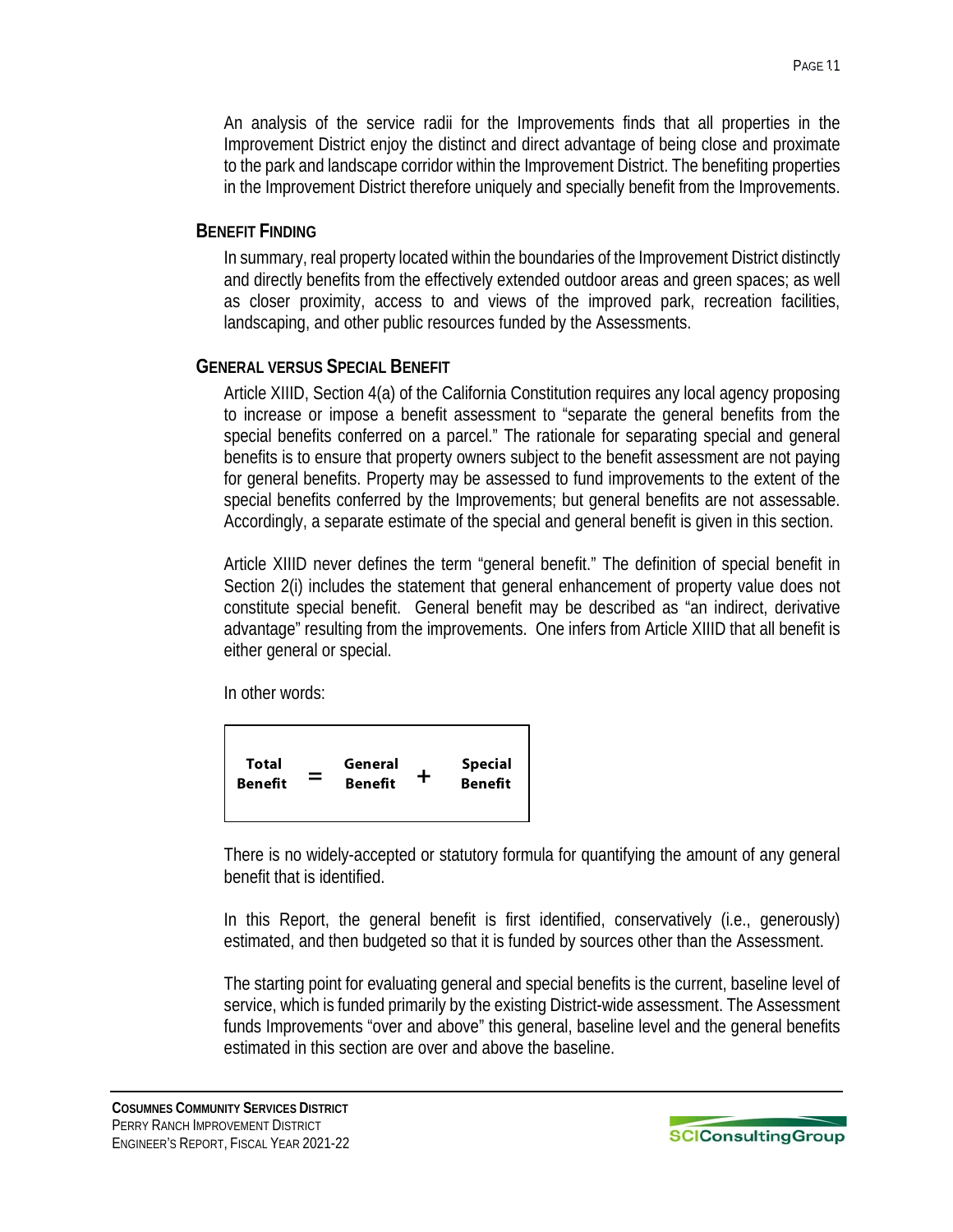An analysis of the service radii for the Improvements finds that all properties in the Improvement District enjoy the distinct and direct advantage of being close and proximate to the park and landscape corridor within the Improvement District. The benefiting properties in the Improvement District therefore uniquely and specially benefit from the Improvements.

### BENEFIT FINDING

In summary, real property located within the boundaries of the Improvement District distinctly and directly benefits from the effectively extended outdoor areas and green spaces; as well as closer proximity, access to and views of the improved park, recreation facilities, landscaping, and other public resources funded by the Assessments.

### GENERAL VERSUS SPECIAL BENEFIT

Article XIIID, Section 4(a) of the California Constitution requires any local agency proposing to increase or impose a benefit assessment to "separate the general benefits from the special benefits conferred on a parcel." The rationale for separating special and general benefits is to ensure that property owners subject to the benefit assessment are not paying for general benefits. Property may be assessed to fund improvements to the extent of the special benefits conferred by the Improvements; but general benefits are not assessable. Accordingly, a separate estimate of the special and general benefit is given in this section.

Article XIIID never defines the term "general benefit." The definition of special benefit in Section 2(i) includes the statement that general enhancement of property value does not constitute special benefit. General benefit may be described as "an indirect, derivative advantage" resulting from the improvements. One infers from Article XIIID that all benefit is either general or special.

In other words:

**Total Benefit** = **General Benefit** + **Special Benefit**

There is no widely-accepted or statutory formula for quantifying the amount of any general benefit that is identified.

In this Report, the general benefit is first identified, conservatively (i.e., generously) estimated, and then budgeted so that it is funded by sources other than the Assessment.

The starting point for evaluating general and special benefits is the current, baseline level of service, which is funded primarily by the existing District-wide assessment. The Assessment funds Improvements "over and above" this general, baseline level and the general benefits estimated in this section are over and above the baseline.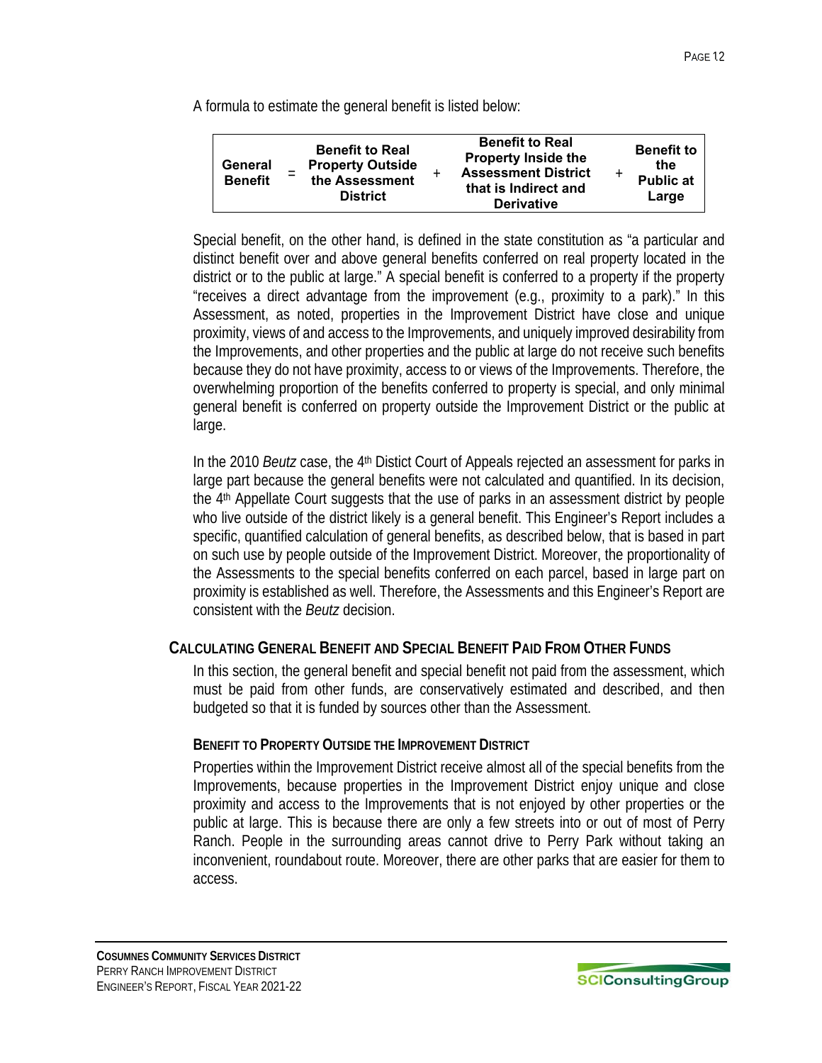A formula to estimate the general benefit is listed below:

| General Benefit | = | Benefit to Real Property Outside the Assessment District | + | Benefit to Real Property Inside the Assessment District that is Indirect and Derivative | + | Benefit to the Public at Large |
|---|---|---|---|---|---|---|

Special benefit, on the other hand, is defined in the state constitution as "a particular and distinct benefit over and above general benefits conferred on real property located in the district or to the public at large." A special benefit is conferred to a property if the property "receives a direct advantage from the improvement (e.g., proximity to a park)." In this Assessment, as noted, properties in the Improvement District have close and unique proximity, views of and access to the Improvements, and uniquely improved desirability from the Improvements, and other properties and the public at large do not receive such benefits because they do not have proximity, access to or views of the Improvements. Therefore, the overwhelming proportion of the benefits conferred to property is special, and only minimal general benefit is conferred on property outside the Improvement District or the public at large.

In the 2010 *Beutz* case, the 4th Distict Court of Appeals rejected an assessment for parks in large part because the general benefits were not calculated and quantified. In its decision, the 4th Appellate Court suggests that the use of parks in an assessment district by people who live outside of the district likely is a general benefit. This Engineer's Report includes a specific, quantified calculation of general benefits, as described below, that is based in part on such use by people outside of the Improvement District. Moreover, the proportionality of the Assessments to the special benefits conferred on each parcel, based in large part on proximity is established as well. Therefore, the Assessments and this Engineer's Report are consistent with the *Beutz* decision.

## CALCULATING GENERAL BENEFIT AND SPECIAL BENEFIT PAID FROM OTHER FUNDS

In this section, the general benefit and special benefit not paid from the assessment, which must be paid from other funds, are conservatively estimated and described, and then budgeted so that it is funded by sources other than the Assessment.

### BENEFIT TO PROPERTY OUTSIDE THE IMPROVEMENT DISTRICT

Properties within the Improvement District receive almost all of the special benefits from the Improvements, because properties in the Improvement District enjoy unique and close proximity and access to the Improvements that is not enjoyed by other properties or the public at large. This is because there are only a few streets into or out of most of Perry Ranch. People in the surrounding areas cannot drive to Perry Park without taking an inconvenient, roundabout route. Moreover, there are other parks that are easier for them to access.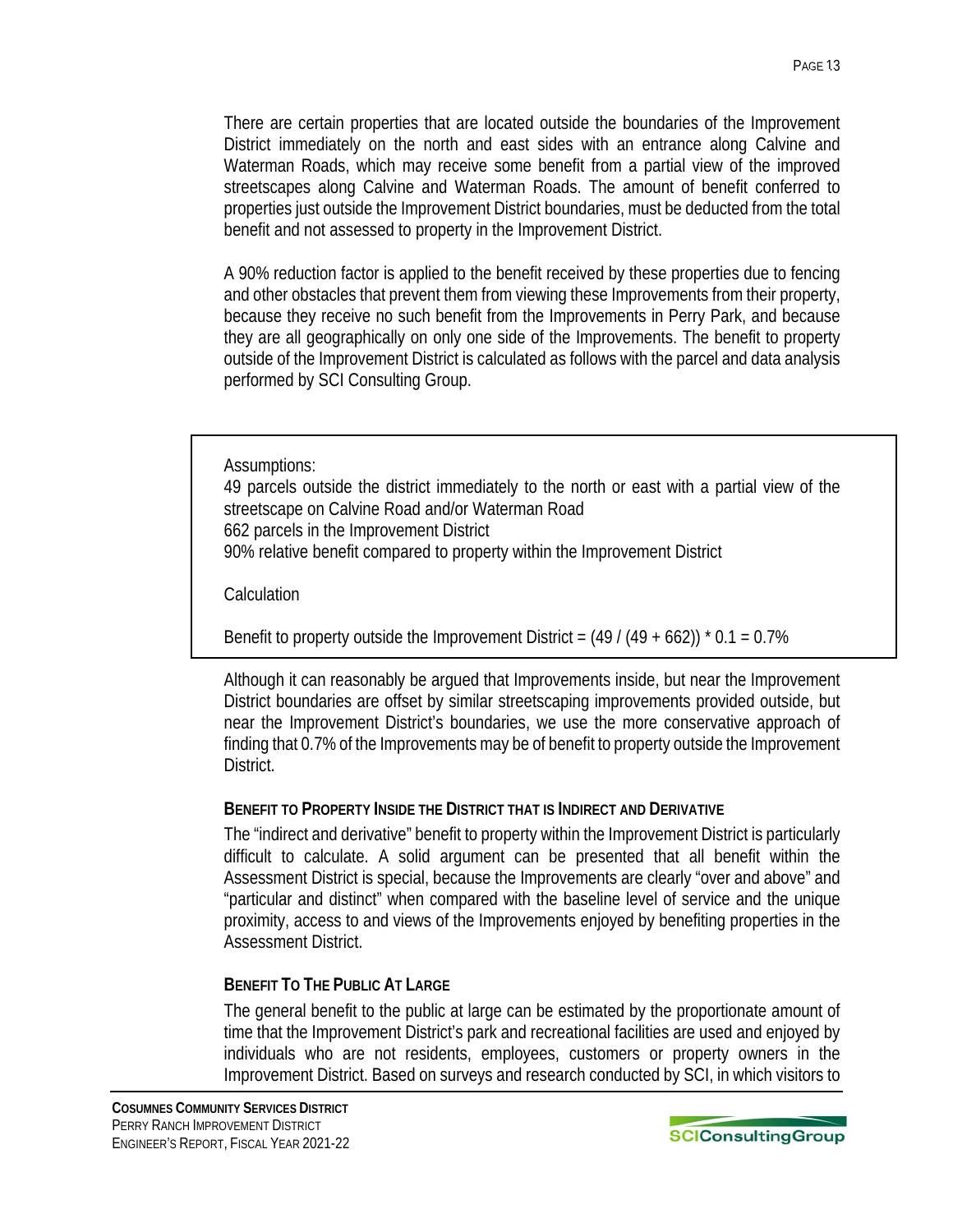There are certain properties that are located outside the boundaries of the Improvement District immediately on the north and east sides with an entrance along Calvine and Waterman Roads, which may receive some benefit from a partial view of the improved streetscapes along Calvine and Waterman Roads. The amount of benefit conferred to properties just outside the Improvement District boundaries, must be deducted from the total benefit and not assessed to property in the Improvement District.

A 90% reduction factor is applied to the benefit received by these properties due to fencing and other obstacles that prevent them from viewing these Improvements from their property, because they receive no such benefit from the Improvements in Perry Park, and because they are all geographically on only one side of the Improvements. The benefit to property outside of the Improvement District is calculated as follows with the parcel and data analysis performed by SCI Consulting Group.

Assumptions:
49 parcels outside the district immediately to the north or east with a partial view of the streetscape on Calvine Road and/or Waterman Road
662 parcels in the Improvement District
90% relative benefit compared to property within the Improvement District

Calculation

Benefit to property outside the Improvement District = (49 / (49 + 662)) * 0.1 = 0.7%

Although it can reasonably be argued that Improvements inside, but near the Improvement District boundaries are offset by similar streetscaping improvements provided outside, but near the Improvement District's boundaries, we use the more conservative approach of finding that 0.7% of the Improvements may be of benefit to property outside the Improvement District.

### Benefit to Property Inside the District that is Indirect and Derivative

The "indirect and derivative" benefit to property within the Improvement District is particularly difficult to calculate. A solid argument can be presented that all benefit within the Assessment District is special, because the Improvements are clearly "over and above" and "particular and distinct" when compared with the baseline level of service and the unique proximity, access to and views of the Improvements enjoyed by benefiting properties in the Assessment District.

### Benefit To The Public At Large

The general benefit to the public at large can be estimated by the proportionate amount of time that the Improvement District's park and recreational facilities are used and enjoyed by individuals who are not residents, employees, customers or property owners in the Improvement District. Based on surveys and research conducted by SCI, in which visitors to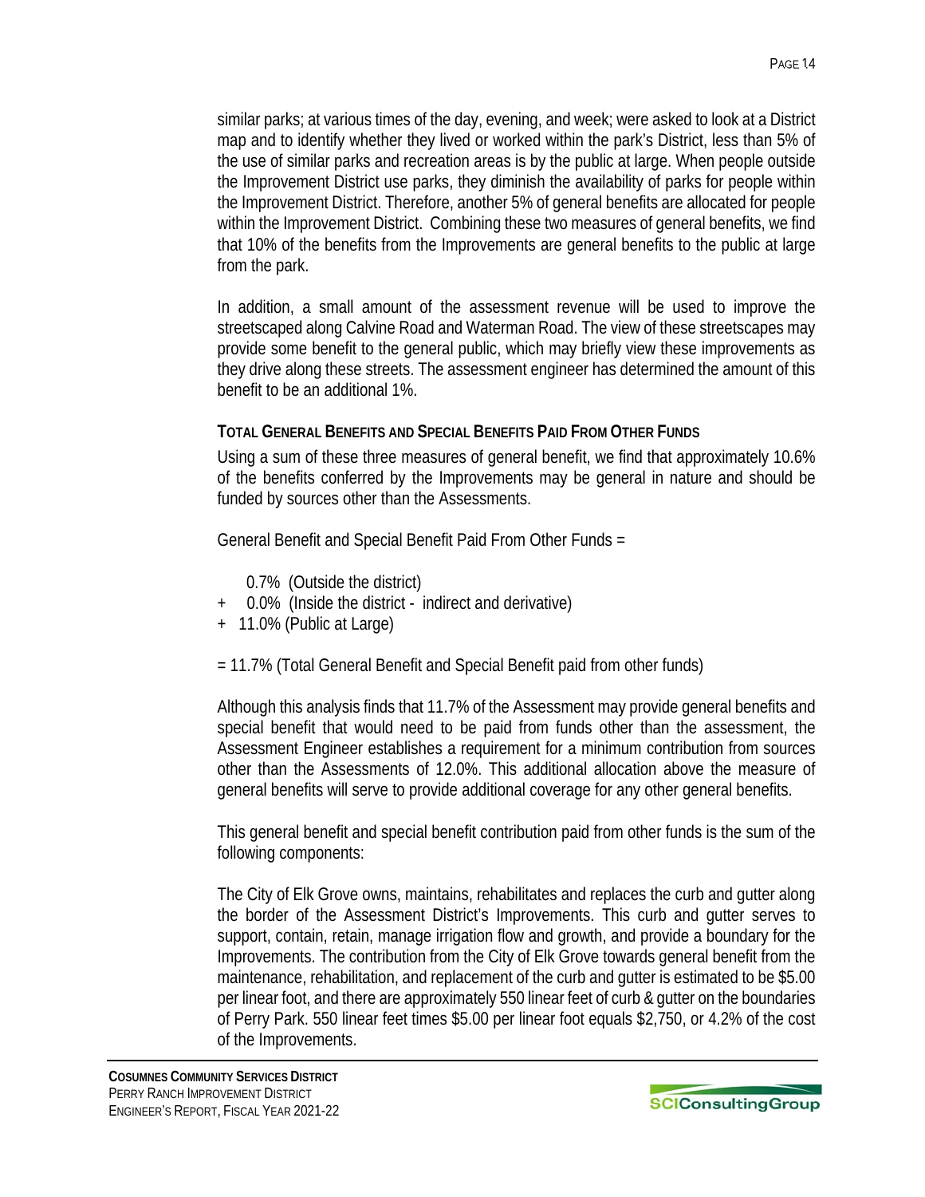similar parks; at various times of the day, evening, and week; were asked to look at a District map and to identify whether they lived or worked within the park's District, less than 5% of the use of similar parks and recreation areas is by the public at large. When people outside the Improvement District use parks, they diminish the availability of parks for people within the Improvement District. Therefore, another 5% of general benefits are allocated for people within the Improvement District. Combining these two measures of general benefits, we find that 10% of the benefits from the Improvements are general benefits to the public at large from the park.

In addition, a small amount of the assessment revenue will be used to improve the streetscaped along Calvine Road and Waterman Road. The view of these streetscapes may provide some benefit to the general public, which may briefly view these improvements as they drive along these streets. The assessment engineer has determined the amount of this benefit to be an additional 1%.

**TOTAL GENERAL BENEFITS AND SPECIAL BENEFITS PAID FROM OTHER FUNDS**

Using a sum of these three measures of general benefit, we find that approximately 10.6% of the benefits conferred by the Improvements may be general in nature and should be funded by sources other than the Assessments.

General Benefit and Special Benefit Paid From Other Funds =

  0.7% (Outside the district)
+ 0.0% (Inside the district - indirect and derivative)
+ 11.0% (Public at Large)

= 11.7% (Total General Benefit and Special Benefit paid from other funds)

Although this analysis finds that 11.7% of the Assessment may provide general benefits and special benefit that would need to be paid from funds other than the assessment, the Assessment Engineer establishes a requirement for a minimum contribution from sources other than the Assessments of 12.0%. This additional allocation above the measure of general benefits will serve to provide additional coverage for any other general benefits.

This general benefit and special benefit contribution paid from other funds is the sum of the following components:

The City of Elk Grove owns, maintains, rehabilitates and replaces the curb and gutter along the border of the Assessment District's Improvements. This curb and gutter serves to support, contain, retain, manage irrigation flow and growth, and provide a boundary for the Improvements. The contribution from the City of Elk Grove towards general benefit from the maintenance, rehabilitation, and replacement of the curb and gutter is estimated to be $5.00 per linear foot, and there are approximately 550 linear feet of curb & gutter on the boundaries of Perry Park. 550 linear feet times $5.00 per linear foot equals $2,750, or 4.2% of the cost of the Improvements.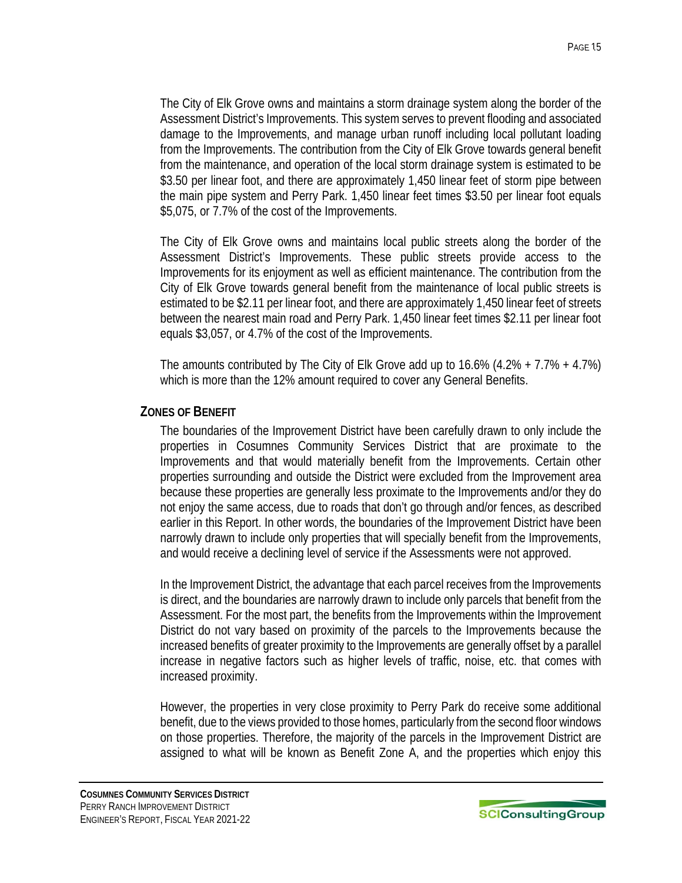The City of Elk Grove owns and maintains a storm drainage system along the border of the Assessment District's Improvements. This system serves to prevent flooding and associated damage to the Improvements, and manage urban runoff including local pollutant loading from the Improvements. The contribution from the City of Elk Grove towards general benefit from the maintenance, and operation of the local storm drainage system is estimated to be $3.50 per linear foot, and there are approximately 1,450 linear feet of storm pipe between the main pipe system and Perry Park. 1,450 linear feet times $3.50 per linear foot equals $5,075, or 7.7% of the cost of the Improvements.

The City of Elk Grove owns and maintains local public streets along the border of the Assessment District's Improvements. These public streets provide access to the Improvements for its enjoyment as well as efficient maintenance. The contribution from the City of Elk Grove towards general benefit from the maintenance of local public streets is estimated to be $2.11 per linear foot, and there are approximately 1,450 linear feet of streets between the nearest main road and Perry Park. 1,450 linear feet times $2.11 per linear foot equals $3,057, or 4.7% of the cost of the Improvements.

The amounts contributed by The City of Elk Grove add up to 16.6% (4.2% + 7.7% + 4.7%) which is more than the 12% amount required to cover any General Benefits.

## Zones of Benefit

The boundaries of the Improvement District have been carefully drawn to only include the properties in Cosumnes Community Services District that are proximate to the Improvements and that would materially benefit from the Improvements. Certain other properties surrounding and outside the District were excluded from the Improvement area because these properties are generally less proximate to the Improvements and/or they do not enjoy the same access, due to roads that don't go through and/or fences, as described earlier in this Report. In other words, the boundaries of the Improvement District have been narrowly drawn to include only properties that will specially benefit from the Improvements, and would receive a declining level of service if the Assessments were not approved.

In the Improvement District, the advantage that each parcel receives from the Improvements is direct, and the boundaries are narrowly drawn to include only parcels that benefit from the Assessment. For the most part, the benefits from the Improvements within the Improvement District do not vary based on proximity of the parcels to the Improvements because the increased benefits of greater proximity to the Improvements are generally offset by a parallel increase in negative factors such as higher levels of traffic, noise, etc. that comes with increased proximity.

However, the properties in very close proximity to Perry Park do receive some additional benefit, due to the views provided to those homes, particularly from the second floor windows on those properties. Therefore, the majority of the parcels in the Improvement District are assigned to what will be known as Benefit Zone A, and the properties which enjoy this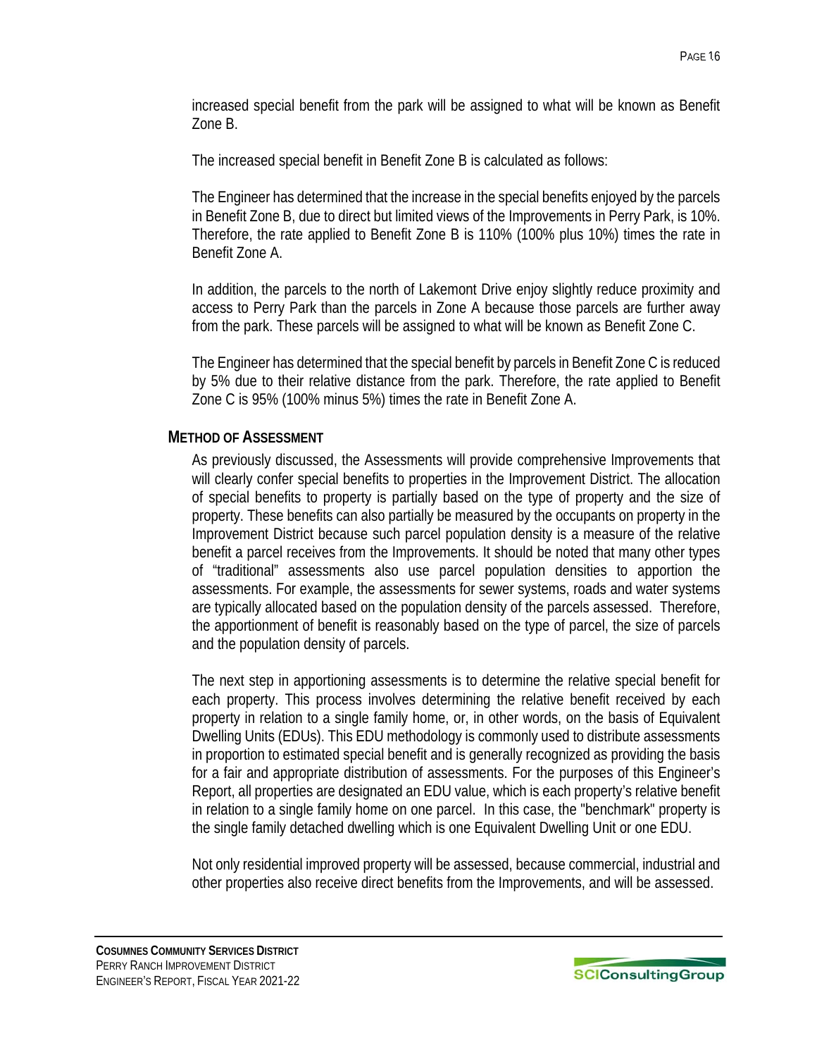increased special benefit from the park will be assigned to what will be known as Benefit Zone B.

The increased special benefit in Benefit Zone B is calculated as follows:

The Engineer has determined that the increase in the special benefits enjoyed by the parcels in Benefit Zone B, due to direct but limited views of the Improvements in Perry Park, is 10%. Therefore, the rate applied to Benefit Zone B is 110% (100% plus 10%) times the rate in Benefit Zone A.

In addition, the parcels to the north of Lakemont Drive enjoy slightly reduce proximity and access to Perry Park than the parcels in Zone A because those parcels are further away from the park. These parcels will be assigned to what will be known as Benefit Zone C.

The Engineer has determined that the special benefit by parcels in Benefit Zone C is reduced by 5% due to their relative distance from the park. Therefore, the rate applied to Benefit Zone C is 95% (100% minus 5%) times the rate in Benefit Zone A.

## METHOD OF ASSESSMENT

As previously discussed, the Assessments will provide comprehensive Improvements that will clearly confer special benefits to properties in the Improvement District. The allocation of special benefits to property is partially based on the type of property and the size of property. These benefits can also partially be measured by the occupants on property in the Improvement District because such parcel population density is a measure of the relative benefit a parcel receives from the Improvements. It should be noted that many other types of "traditional" assessments also use parcel population densities to apportion the assessments. For example, the assessments for sewer systems, roads and water systems are typically allocated based on the population density of the parcels assessed. Therefore, the apportionment of benefit is reasonably based on the type of parcel, the size of parcels and the population density of parcels.

The next step in apportioning assessments is to determine the relative special benefit for each property. This process involves determining the relative benefit received by each property in relation to a single family home, or, in other words, on the basis of Equivalent Dwelling Units (EDUs). This EDU methodology is commonly used to distribute assessments in proportion to estimated special benefit and is generally recognized as providing the basis for a fair and appropriate distribution of assessments. For the purposes of this Engineer's Report, all properties are designated an EDU value, which is each property's relative benefit in relation to a single family home on one parcel. In this case, the "benchmark" property is the single family detached dwelling which is one Equivalent Dwelling Unit or one EDU.

Not only residential improved property will be assessed, because commercial, industrial and other properties also receive direct benefits from the Improvements, and will be assessed.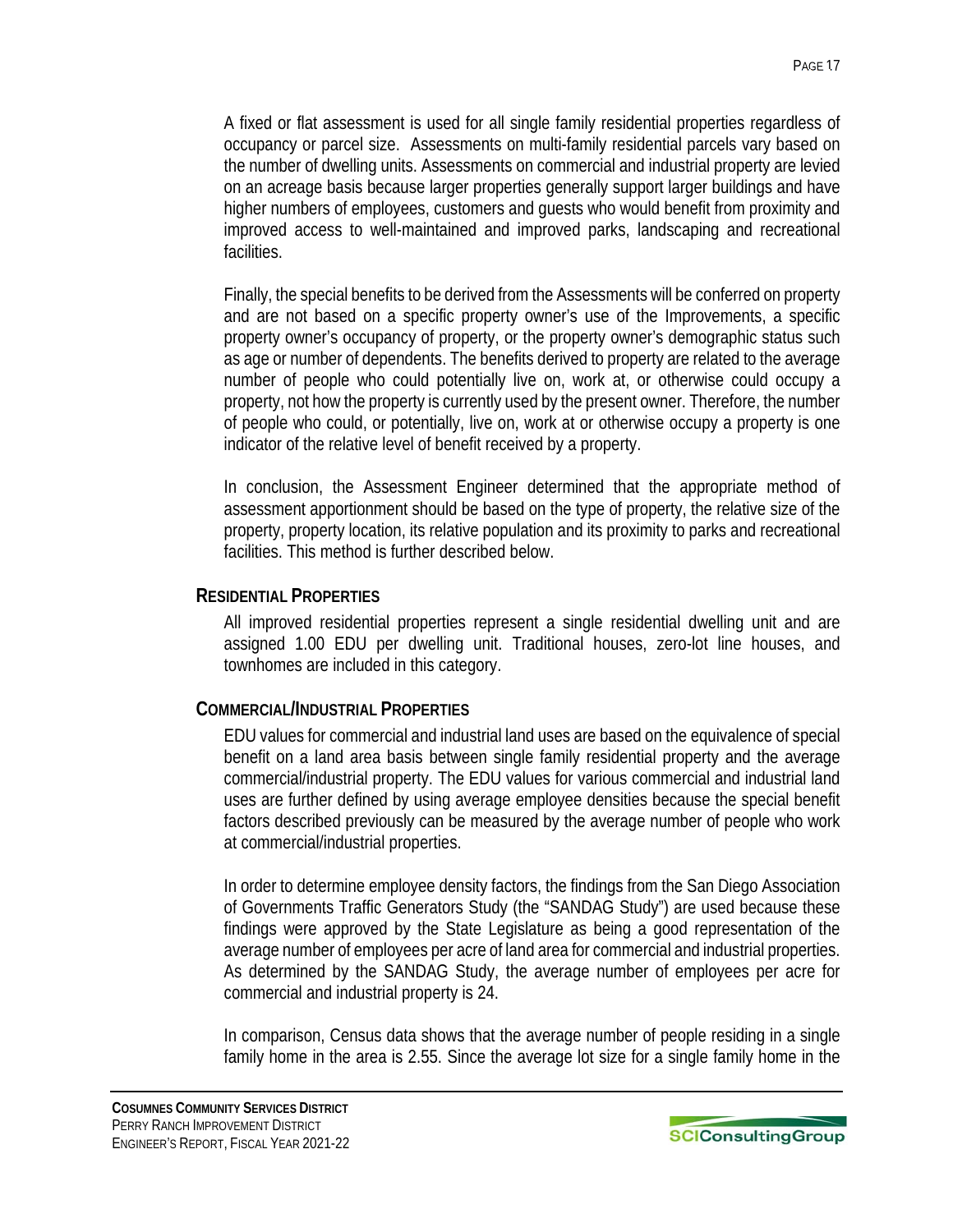A fixed or flat assessment is used for all single family residential properties regardless of occupancy or parcel size. Assessments on multi-family residential parcels vary based on the number of dwelling units. Assessments on commercial and industrial property are levied on an acreage basis because larger properties generally support larger buildings and have higher numbers of employees, customers and guests who would benefit from proximity and improved access to well-maintained and improved parks, landscaping and recreational facilities.

Finally, the special benefits to be derived from the Assessments will be conferred on property and are not based on a specific property owner's use of the Improvements, a specific property owner's occupancy of property, or the property owner's demographic status such as age or number of dependents. The benefits derived to property are related to the average number of people who could potentially live on, work at, or otherwise could occupy a property, not how the property is currently used by the present owner. Therefore, the number of people who could, or potentially, live on, work at or otherwise occupy a property is one indicator of the relative level of benefit received by a property.

In conclusion, the Assessment Engineer determined that the appropriate method of assessment apportionment should be based on the type of property, the relative size of the property, property location, its relative population and its proximity to parks and recreational facilities. This method is further described below.

## Residential Properties

All improved residential properties represent a single residential dwelling unit and are assigned 1.00 EDU per dwelling unit. Traditional houses, zero-lot line houses, and townhomes are included in this category.

## Commercial/Industrial Properties

EDU values for commercial and industrial land uses are based on the equivalence of special benefit on a land area basis between single family residential property and the average commercial/industrial property. The EDU values for various commercial and industrial land uses are further defined by using average employee densities because the special benefit factors described previously can be measured by the average number of people who work at commercial/industrial properties.

In order to determine employee density factors, the findings from the San Diego Association of Governments Traffic Generators Study (the "SANDAG Study") are used because these findings were approved by the State Legislature as being a good representation of the average number of employees per acre of land area for commercial and industrial properties. As determined by the SANDAG Study, the average number of employees per acre for commercial and industrial property is 24.

In comparison, Census data shows that the average number of people residing in a single family home in the area is 2.55. Since the average lot size for a single family home in the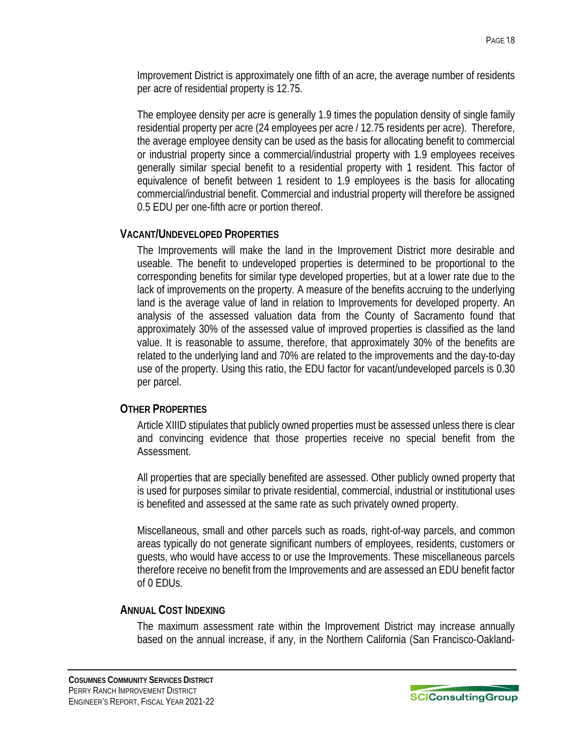Improvement District is approximately one fifth of an acre, the average number of residents per acre of residential property is 12.75.

The employee density per acre is generally 1.9 times the population density of single family residential property per acre (24 employees per acre / 12.75 residents per acre). Therefore, the average employee density can be used as the basis for allocating benefit to commercial or industrial property since a commercial/industrial property with 1.9 employees receives generally similar special benefit to a residential property with 1 resident. This factor of equivalence of benefit between 1 resident to 1.9 employees is the basis for allocating commercial/industrial benefit. Commercial and industrial property will therefore be assigned 0.5 EDU per one-fifth acre or portion thereof.

### Vacant/Undeveloped Properties

The Improvements will make the land in the Improvement District more desirable and useable. The benefit to undeveloped properties is determined to be proportional to the corresponding benefits for similar type developed properties, but at a lower rate due to the lack of improvements on the property. A measure of the benefits accruing to the underlying land is the average value of land in relation to Improvements for developed property. An analysis of the assessed valuation data from the County of Sacramento found that approximately 30% of the assessed value of improved properties is classified as the land value. It is reasonable to assume, therefore, that approximately 30% of the benefits are related to the underlying land and 70% are related to the improvements and the day-to-day use of the property. Using this ratio, the EDU factor for vacant/undeveloped parcels is 0.30 per parcel.

### Other Properties

Article XIIID stipulates that publicly owned properties must be assessed unless there is clear and convincing evidence that those properties receive no special benefit from the Assessment.

All properties that are specially benefited are assessed. Other publicly owned property that is used for purposes similar to private residential, commercial, industrial or institutional uses is benefited and assessed at the same rate as such privately owned property.

Miscellaneous, small and other parcels such as roads, right-of-way parcels, and common areas typically do not generate significant numbers of employees, residents, customers or guests, who would have access to or use the Improvements. These miscellaneous parcels therefore receive no benefit from the Improvements and are assessed an EDU benefit factor of 0 EDUs.

### Annual Cost Indexing

The maximum assessment rate within the Improvement District may increase annually based on the annual increase, if any, in the Northern California (San Francisco-Oakland-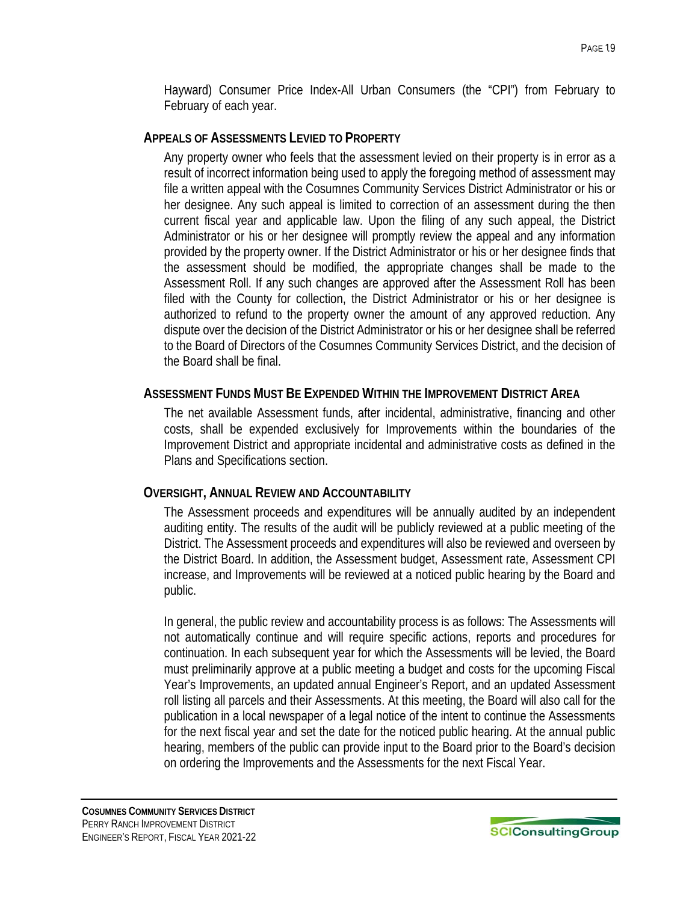Hayward) Consumer Price Index-All Urban Consumers (the "CPI") from February to February of each year.

## APPEALS OF ASSESSMENTS LEVIED TO PROPERTY

Any property owner who feels that the assessment levied on their property is in error as a result of incorrect information being used to apply the foregoing method of assessment may file a written appeal with the Cosumnes Community Services District Administrator or his or her designee. Any such appeal is limited to correction of an assessment during the then current fiscal year and applicable law. Upon the filing of any such appeal, the District Administrator or his or her designee will promptly review the appeal and any information provided by the property owner. If the District Administrator or his or her designee finds that the assessment should be modified, the appropriate changes shall be made to the Assessment Roll. If any such changes are approved after the Assessment Roll has been filed with the County for collection, the District Administrator or his or her designee is authorized to refund to the property owner the amount of any approved reduction. Any dispute over the decision of the District Administrator or his or her designee shall be referred to the Board of Directors of the Cosumnes Community Services District, and the decision of the Board shall be final.

## ASSESSMENT FUNDS MUST BE EXPENDED WITHIN THE IMPROVEMENT DISTRICT AREA

The net available Assessment funds, after incidental, administrative, financing and other costs, shall be expended exclusively for Improvements within the boundaries of the Improvement District and appropriate incidental and administrative costs as defined in the Plans and Specifications section.

## OVERSIGHT, ANNUAL REVIEW AND ACCOUNTABILITY

The Assessment proceeds and expenditures will be annually audited by an independent auditing entity. The results of the audit will be publicly reviewed at a public meeting of the District. The Assessment proceeds and expenditures will also be reviewed and overseen by the District Board. In addition, the Assessment budget, Assessment rate, Assessment CPI increase, and Improvements will be reviewed at a noticed public hearing by the Board and public.

In general, the public review and accountability process is as follows: The Assessments will not automatically continue and will require specific actions, reports and procedures for continuation. In each subsequent year for which the Assessments will be levied, the Board must preliminarily approve at a public meeting a budget and costs for the upcoming Fiscal Year's Improvements, an updated annual Engineer's Report, and an updated Assessment roll listing all parcels and their Assessments. At this meeting, the Board will also call for the publication in a local newspaper of a legal notice of the intent to continue the Assessments for the next fiscal year and set the date for the noticed public hearing. At the annual public hearing, members of the public can provide input to the Board prior to the Board's decision on ordering the Improvements and the Assessments for the next Fiscal Year.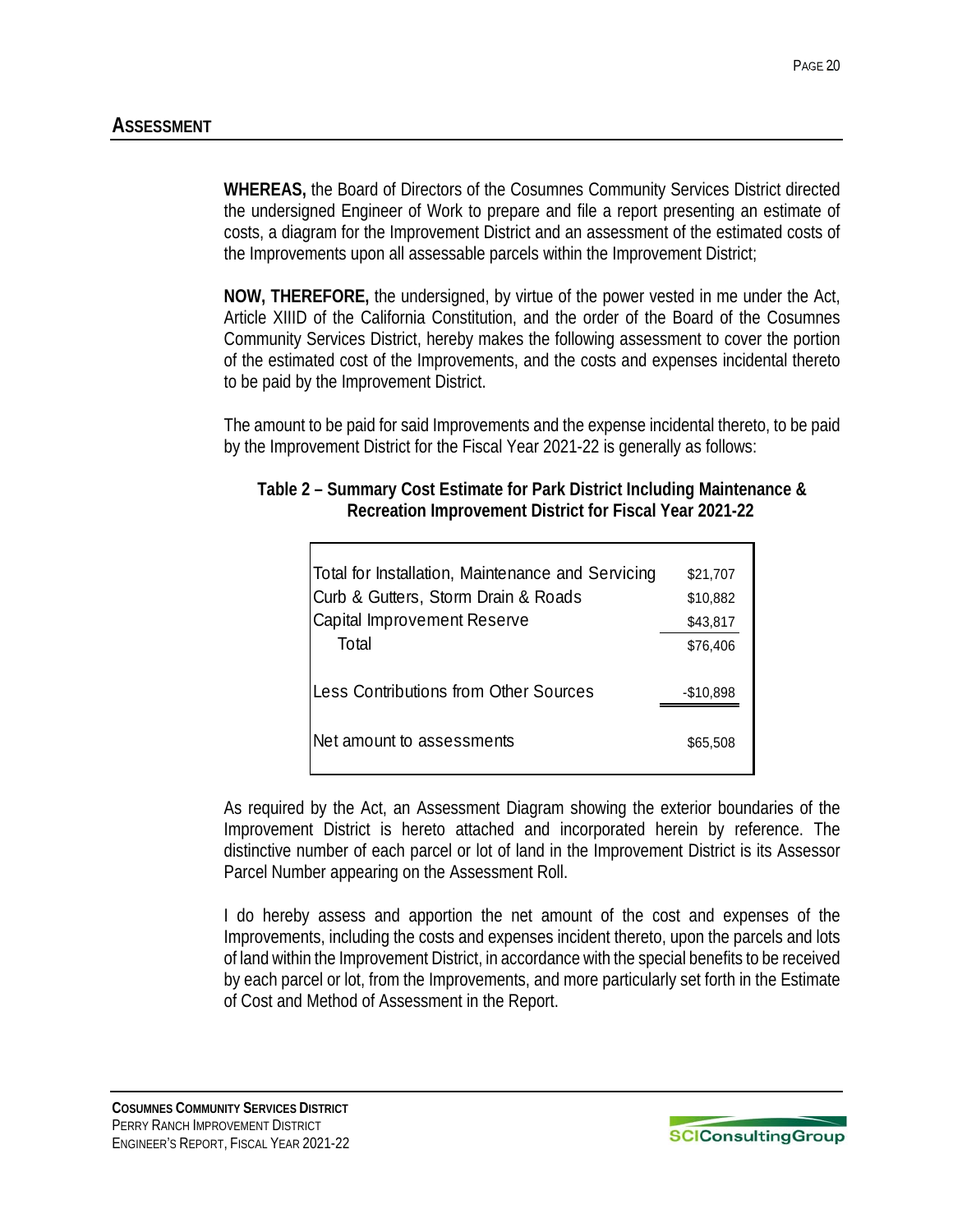## ASSESSMENT

**WHEREAS,** the Board of Directors of the Cosumnes Community Services District directed the undersigned Engineer of Work to prepare and file a report presenting an estimate of costs, a diagram for the Improvement District and an assessment of the estimated costs of the Improvements upon all assessable parcels within the Improvement District;

**NOW, THEREFORE,** the undersigned, by virtue of the power vested in me under the Act, Article XIIID of the California Constitution, and the order of the Board of the Cosumnes Community Services District, hereby makes the following assessment to cover the portion of the estimated cost of the Improvements, and the costs and expenses incidental thereto to be paid by the Improvement District.

The amount to be paid for said Improvements and the expense incidental thereto, to be paid by the Improvement District for the Fiscal Year 2021-22 is generally as follows:

**Table 2 – Summary Cost Estimate for Park District Including Maintenance & Recreation Improvement District for Fiscal Year 2021-22**

| | |
|---|---|
| Total for Installation, Maintenance and Servicing | $21,707 |
| Curb & Gutters, Storm Drain & Roads | $10,882 |
| Capital Improvement Reserve | $43,817 |
| Total | $76,406 |
| Less Contributions from Other Sources | -$10,898 |
| Net amount to assessments | $65,508 |

As required by the Act, an Assessment Diagram showing the exterior boundaries of the Improvement District is hereto attached and incorporated herein by reference. The distinctive number of each parcel or lot of land in the Improvement District is its Assessor Parcel Number appearing on the Assessment Roll.

I do hereby assess and apportion the net amount of the cost and expenses of the Improvements, including the costs and expenses incident thereto, upon the parcels and lots of land within the Improvement District, in accordance with the special benefits to be received by each parcel or lot, from the Improvements, and more particularly set forth in the Estimate of Cost and Method of Assessment in the Report.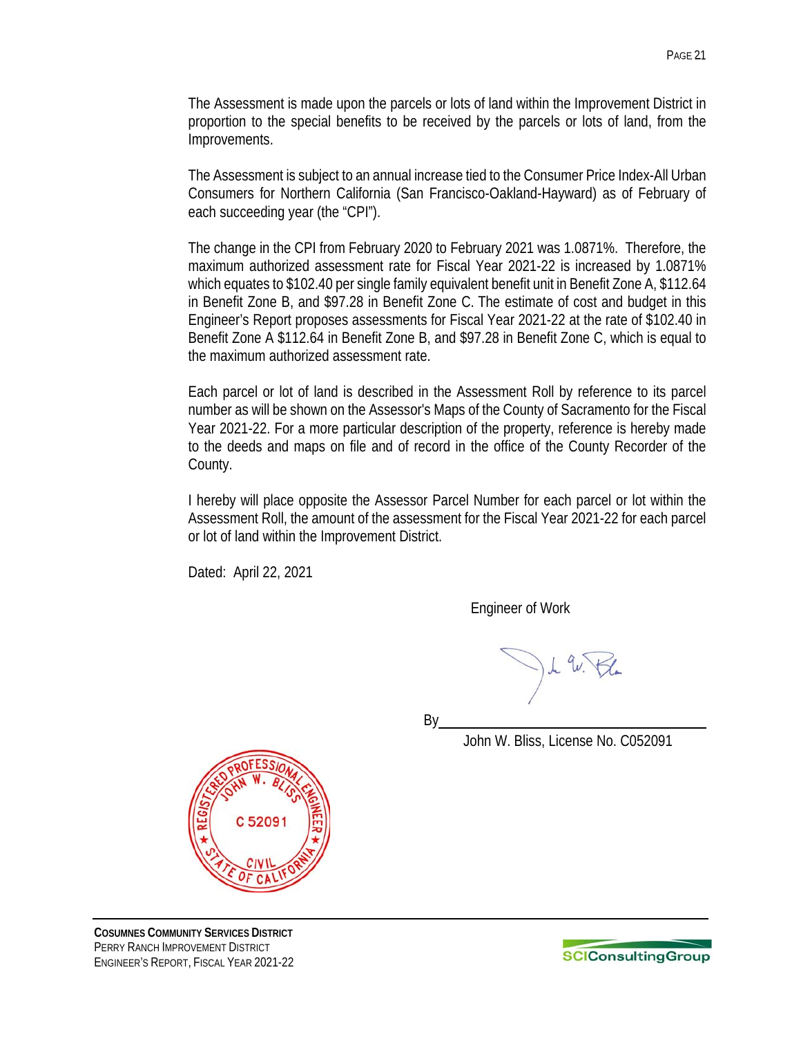The Assessment is made upon the parcels or lots of land within the Improvement District in proportion to the special benefits to be received by the parcels or lots of land, from the Improvements.

The Assessment is subject to an annual increase tied to the Consumer Price Index-All Urban Consumers for Northern California (San Francisco-Oakland-Hayward) as of February of each succeeding year (the "CPI").

The change in the CPI from February 2020 to February 2021 was 1.0871%. Therefore, the maximum authorized assessment rate for Fiscal Year 2021-22 is increased by 1.0871% which equates to $102.40 per single family equivalent benefit unit in Benefit Zone A, $112.64 in Benefit Zone B, and $97.28 in Benefit Zone C. The estimate of cost and budget in this Engineer's Report proposes assessments for Fiscal Year 2021-22 at the rate of $102.40 in Benefit Zone A $112.64 in Benefit Zone B, and $97.28 in Benefit Zone C, which is equal to the maximum authorized assessment rate.

Each parcel or lot of land is described in the Assessment Roll by reference to its parcel number as will be shown on the Assessor's Maps of the County of Sacramento for the Fiscal Year 2021-22. For a more particular description of the property, reference is hereby made to the deeds and maps on file and of record in the office of the County Recorder of the County.

I hereby will place opposite the Assessor Parcel Number for each parcel or lot within the Assessment Roll, the amount of the assessment for the Fiscal Year 2021-22 for each parcel or lot of land within the Improvement District.

Dated: April 22, 2021

Engineer of Work

By\_\_\_\_\_\_\_\_\_\_\_\_\_\_\_\_\_\_\_\_\_\_\_\_\_\_\_\_\_\_\_\_\_\_

John W. Bliss, License No. C052091

REGISTERED PROFESSIONAL ENGINEER
JOHN W. BLISS
C 52091
CIVIL
STATE OF CALIFORNIA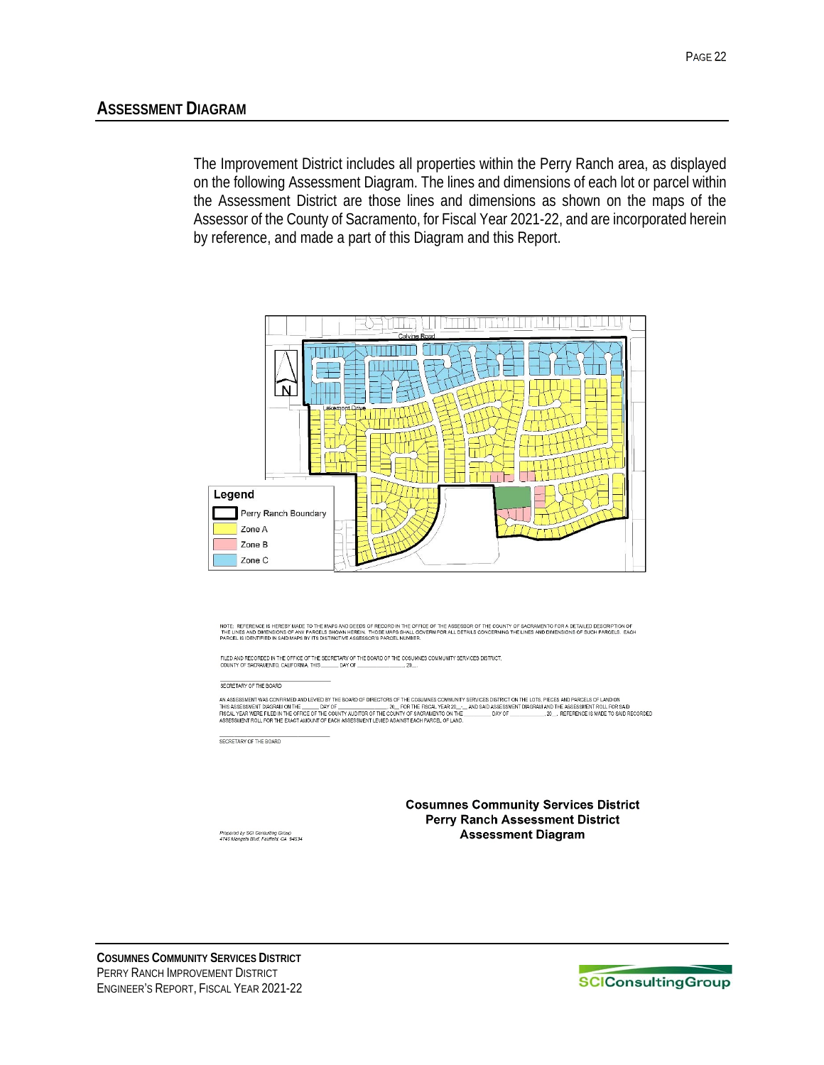## ASSESSMENT DIAGRAM

The Improvement District includes all properties within the Perry Ranch area, as displayed on the following Assessment Diagram. The lines and dimensions of each lot or parcel within the Assessment District are those lines and dimensions as shown on the maps of the Assessor of the County of Sacramento, for Fiscal Year 2021-22, and are incorporated herein by reference, and made a part of this Diagram and this Report.

Calvine Road

Lakemont Drive

N

**Legend**

- Perry Ranch Boundary
- Zone A
- Zone B
- Zone C

NOTE: REFERENCE IS HEREBY MADE TO THE MAPS AND DEEDS OF RECORD IN THE OFFICE OF THE ASSESSOR OF THE COUNTY OF SACRAMENTO FOR A DETAILED DESCRIPTION OF THE LINES AND DIMENSIONS OF ANY PARCELS SHOWN HEREIN. THOSE MAPS SHALL GOVERN FOR ALL DETAILS CONCERNING THE LINES AND DIMENSIONS OF SUCH PARCELS. EACH PARCEL IS IDENTIFIED IN SAID MAPS BY ITS DISTINCTIVE ASSESSOR'S PARCEL NUMBER.

FILED AND RECORDED IN THE OFFICE OF THE SECRETARY OF THE BOARD OF THE COSUMNES COMMUNITY SERVICES DISTRICT, COUNTY OF SACRAMENTO, CALIFORNIA, THIS _______ DAY OF __________________, 20___.

_______________________________

SECRETARY OF THE BOARD

AN ASSESSMENT WAS CONFIRMED AND LEVIED BY THE BOARD OF DIRECTORS OF THE COSUMNES COMMUNITY SERVICES DISTRICT ON THE LOTS, PIECES AND PARCELS OF LAND ON THIS ASSESSMENT DIAGRAM ON THE _______ DAY OF __________________, 20___ FOR THE FISCAL YEAR 20___-___ AND SAID ASSESSMENT DIAGRAM AND THE ASSESSMENT ROLL FOR SAID FISCAL YEAR WERE FILED IN THE OFFICE OF THE COUNTY AUDITOR OF THE COUNTY OF SACRAMENTO ON THE _________ DAY OF ____________, 20___. REFERENCE IS MADE TO SAID RECORDED ASSESSMENT ROLL FOR THE EXACT AMOUNT OF EACH ASSESSMENT LEVIED AGAINST EACH PARCEL OF LAND.

_______________________________

SECRETARY OF THE BOARD

*Prepared by SCI Consulting Group*
*4745 Mangels Blvd, Fairfield, CA 94534*

**Cosumnes Community Services District**
**Perry Ranch Assessment District**
**Assessment Diagram**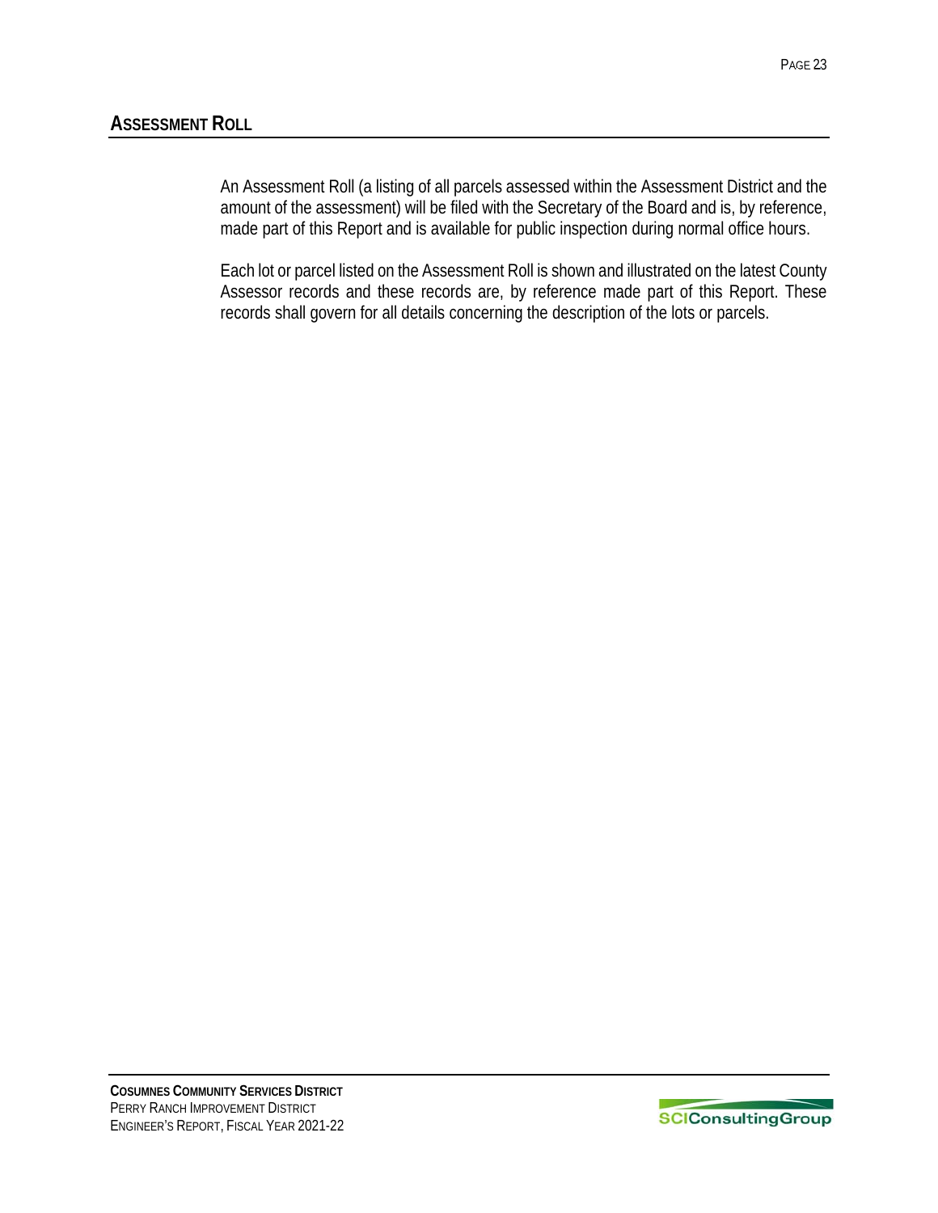## ASSESSMENT ROLL

An Assessment Roll (a listing of all parcels assessed within the Assessment District and the amount of the assessment) will be filed with the Secretary of the Board and is, by reference, made part of this Report and is available for public inspection during normal office hours.

Each lot or parcel listed on the Assessment Roll is shown and illustrated on the latest County Assessor records and these records are, by reference made part of this Report. These records shall govern for all details concerning the description of the lots or parcels.